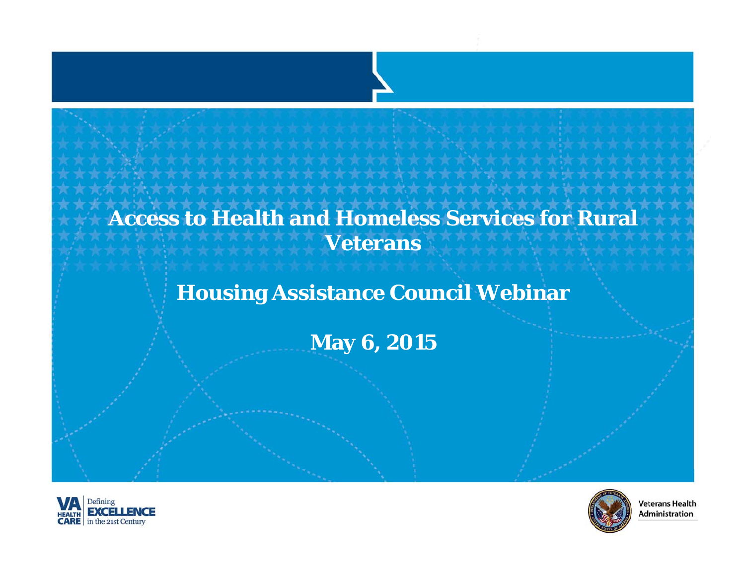# Access to Health and Homeless Services for Rural Veterans

## Housing Assistance Council Webinar

**May 6, 2015**

VA HEALTH CARE | Defining EXCELLENCE in the 21st Century

Veterans Health Administration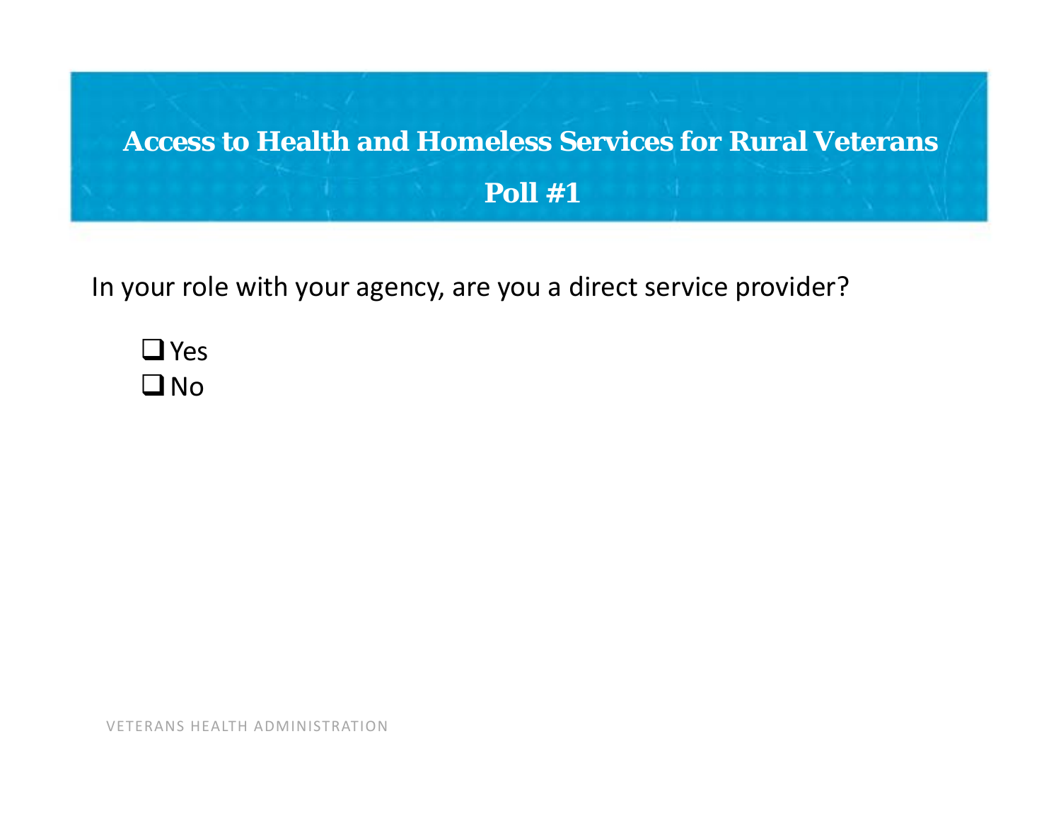# Access to Health and Homeless Services for Rural Veterans

## Poll #1

In your role with your agency, are you a direct service provider?

- ❑ Yes
- ❑ No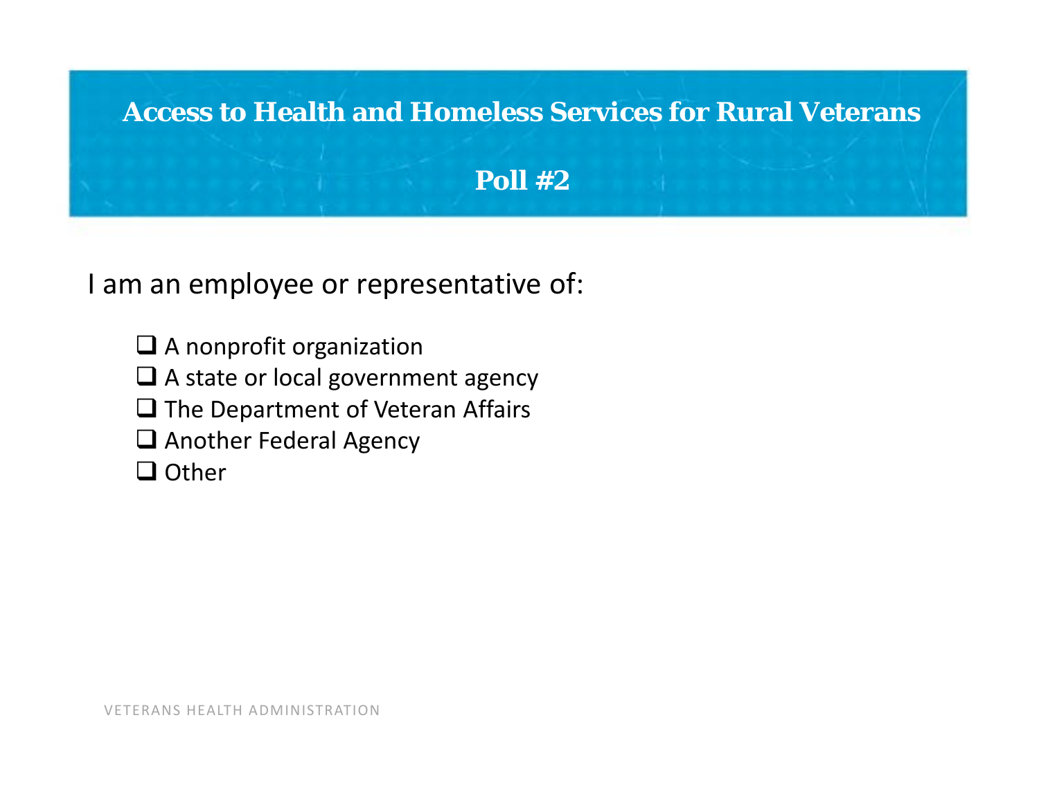# Access to Health and Homeless Services for Rural Veterans

## Poll #2

I am an employee or representative of:

- ❑ A nonprofit organization
- ❑ A state or local government agency
- ❑ The Department of Veteran Affairs
- ❑ Another Federal Agency
- ❑ Other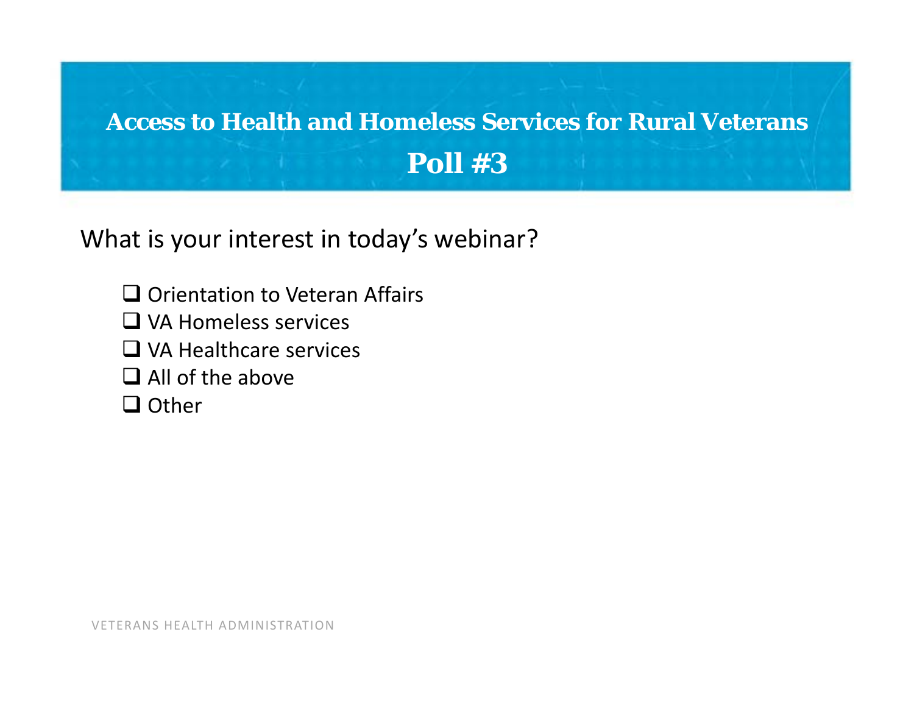# Access to Health and Homeless Services for Rural Veterans

## Poll #3

What is your interest in today's webinar?

- ❑ Orientation to Veteran Affairs
- ❑ VA Homeless services
- ❑ VA Healthcare services
- ❑ All of the above
- ❑ Other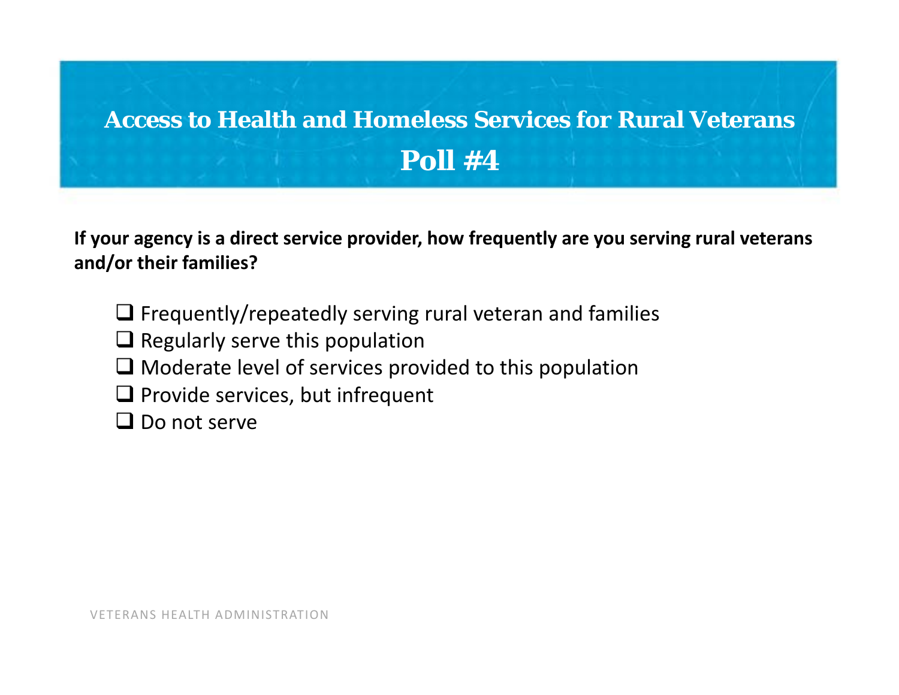# Access to Health and Homeless Services for Rural Veterans

## Poll #4

**If your agency is a direct service provider, how frequently are you serving rural veterans and/or their families?**

- ❑ Frequently/repeatedly serving rural veteran and families
- ❑ Regularly serve this population
- ❑ Moderate level of services provided to this population
- ❑ Provide services, but infrequent
- ❑ Do not serve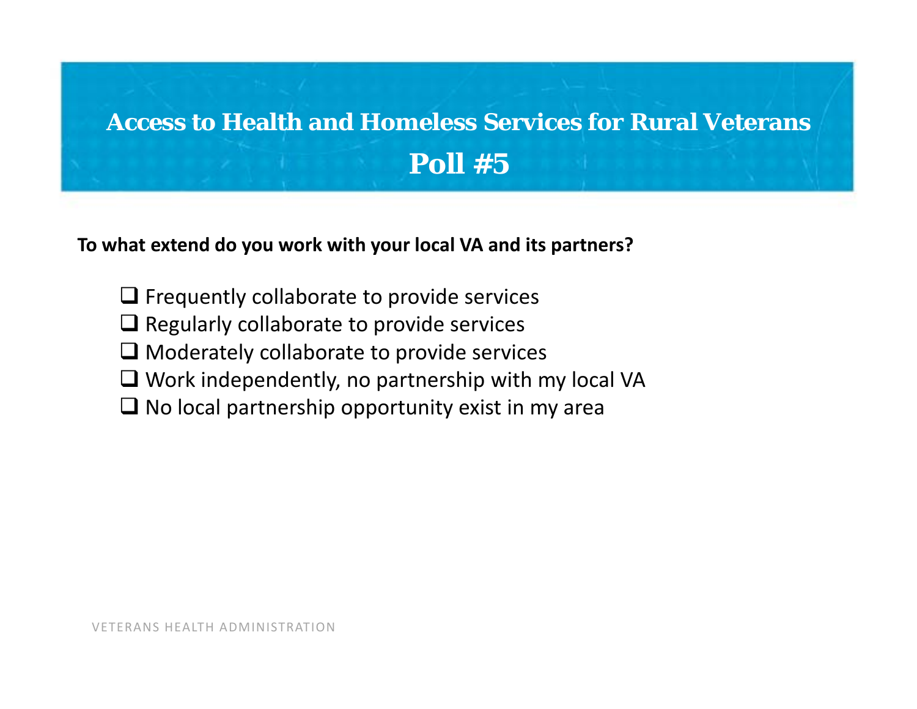# Access to Health and Homeless Services for Rural Veterans

## Poll #5

**To what extend do you work with your local VA and its partners?**

- ❑ Frequently collaborate to provide services
- ❑ Regularly collaborate to provide services
- ❑ Moderately collaborate to provide services
- ❑ Work independently, no partnership with my local VA
- ❑ No local partnership opportunity exist in my area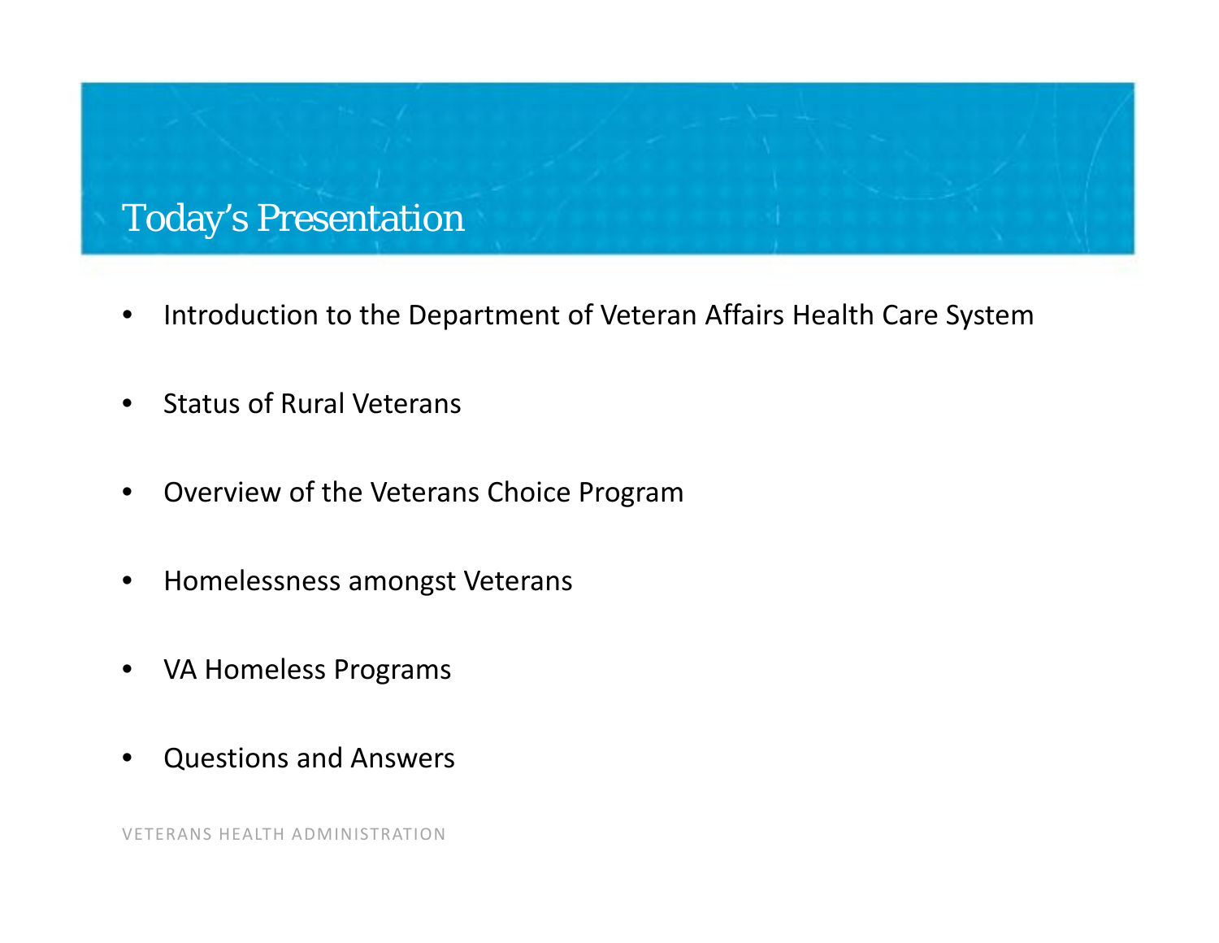# Today's Presentation

- Introduction to the Department of Veteran Affairs Health Care System
- Status of Rural Veterans
- Overview of the Veterans Choice Program
- Homelessness amongst Veterans
- VA Homeless Programs
- Questions and Answers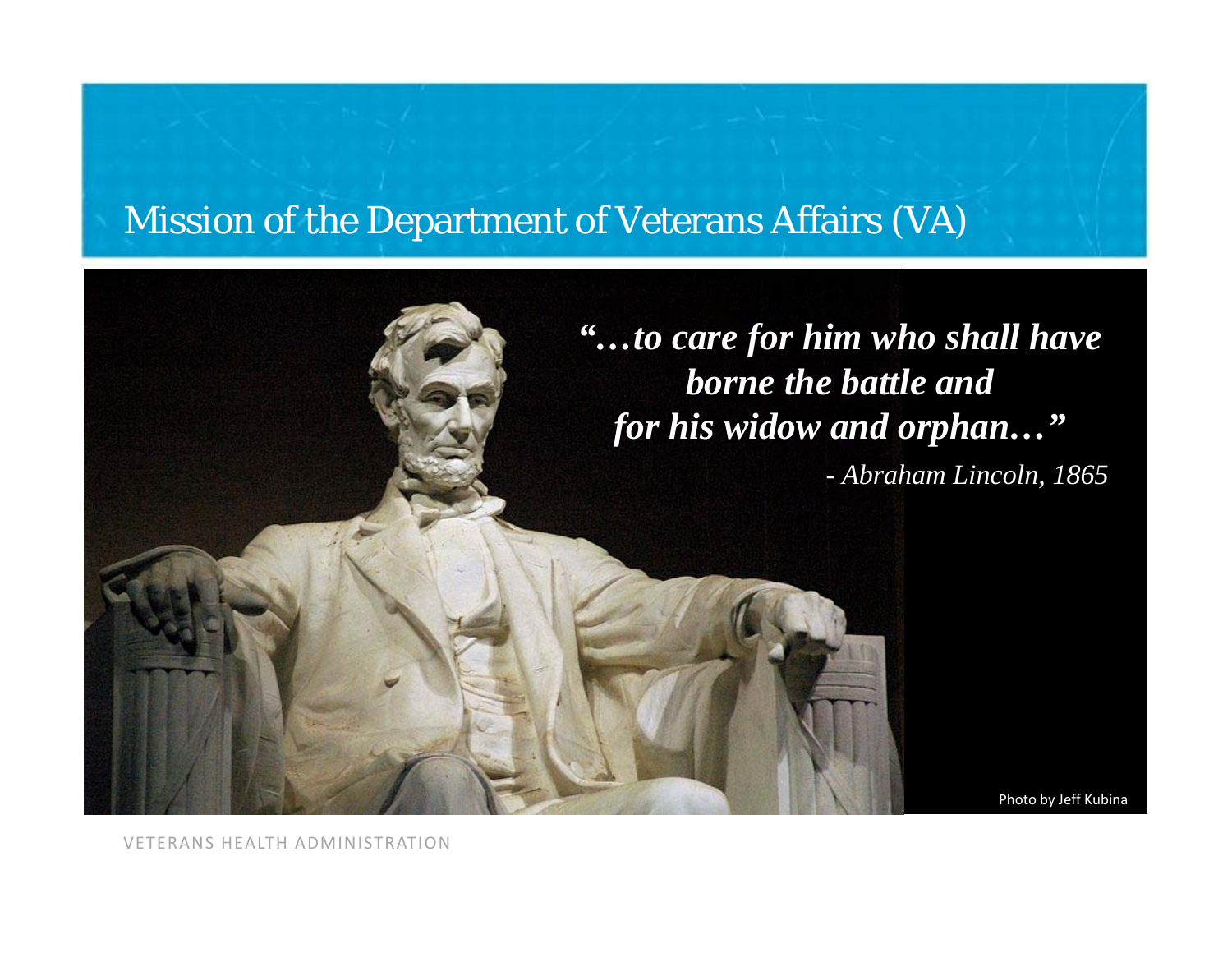# Mission of the Department of Veterans Affairs (VA)

***"…to care for him who shall have borne the battle and for his widow and orphan…"***

*- Abraham Lincoln, 1865*

Photo by Jeff Kubina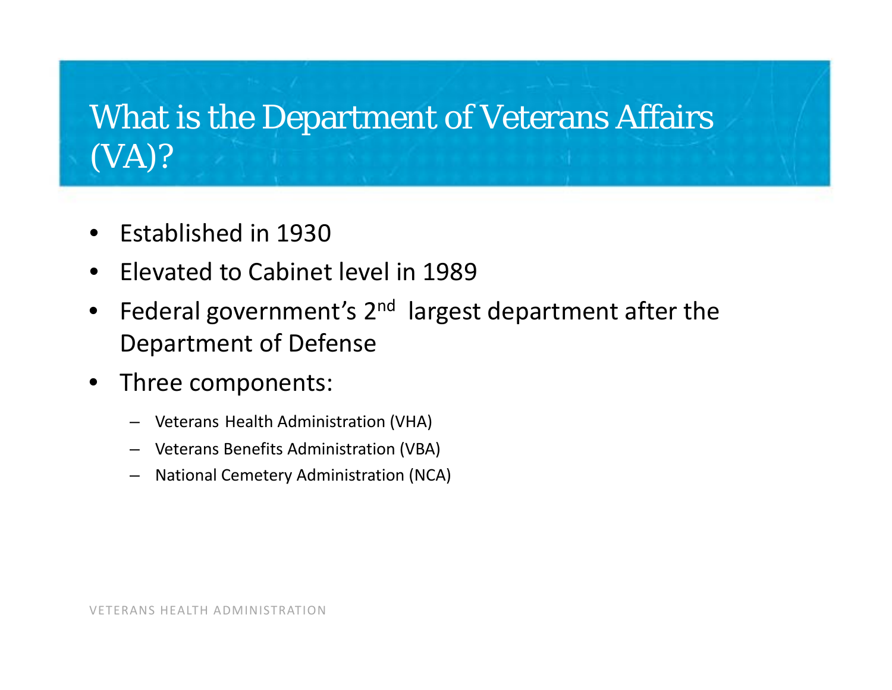# What is the Department of Veterans Affairs (VA)?

- Established in 1930
- Elevated to Cabinet level in 1989
- Federal government's 2nd largest department after the Department of Defense
- Three components:
  - Veterans Health Administration (VHA)
  - Veterans Benefits Administration (VBA)
  - National Cemetery Administration (NCA)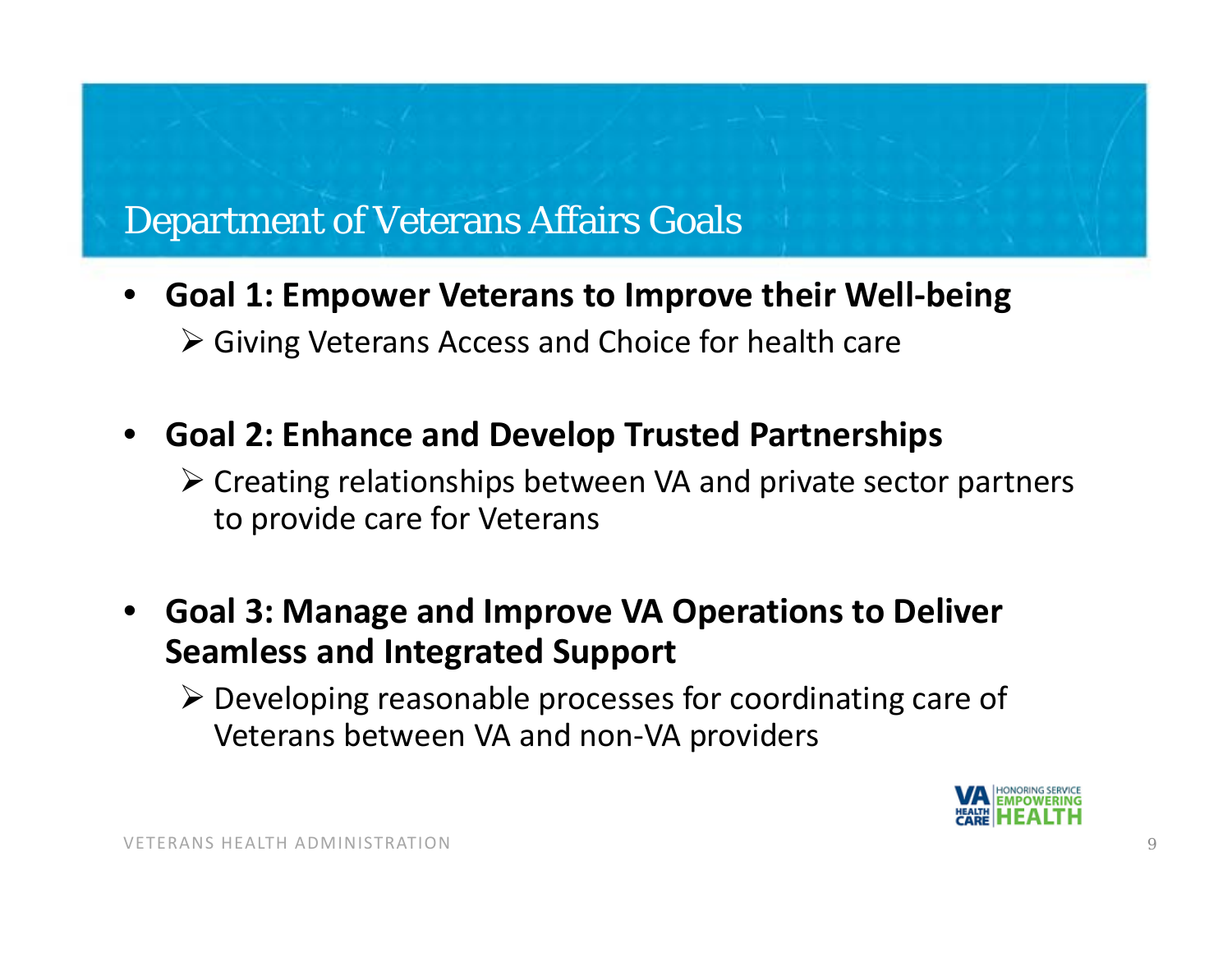# Department of Veterans Affairs Goals

- **Goal 1: Empower Veterans to Improve their Well-being**
  - Giving Veterans Access and Choice for health care
- **Goal 2: Enhance and Develop Trusted Partnerships**
  - Creating relationships between VA and private sector partners to provide care for Veterans
- **Goal 3: Manage and Improve VA Operations to Deliver Seamless and Integrated Support**
  - Developing reasonable processes for coordinating care of Veterans between VA and non-VA providers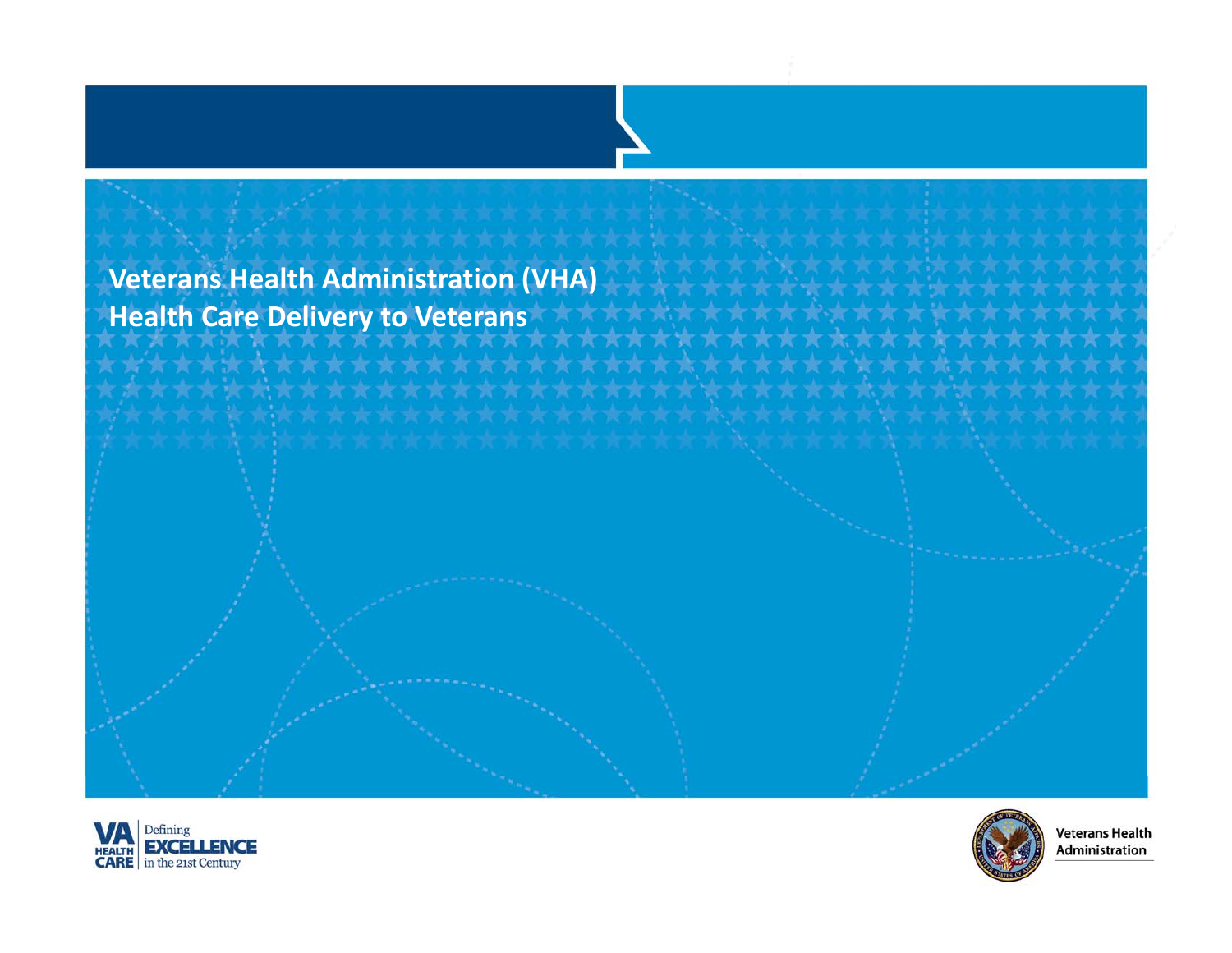# Veterans Health Administration (VHA)
# Health Care Delivery to Veterans

VA HEALTH CARE | Defining EXCELLENCE in the 21st Century

Veterans Health Administration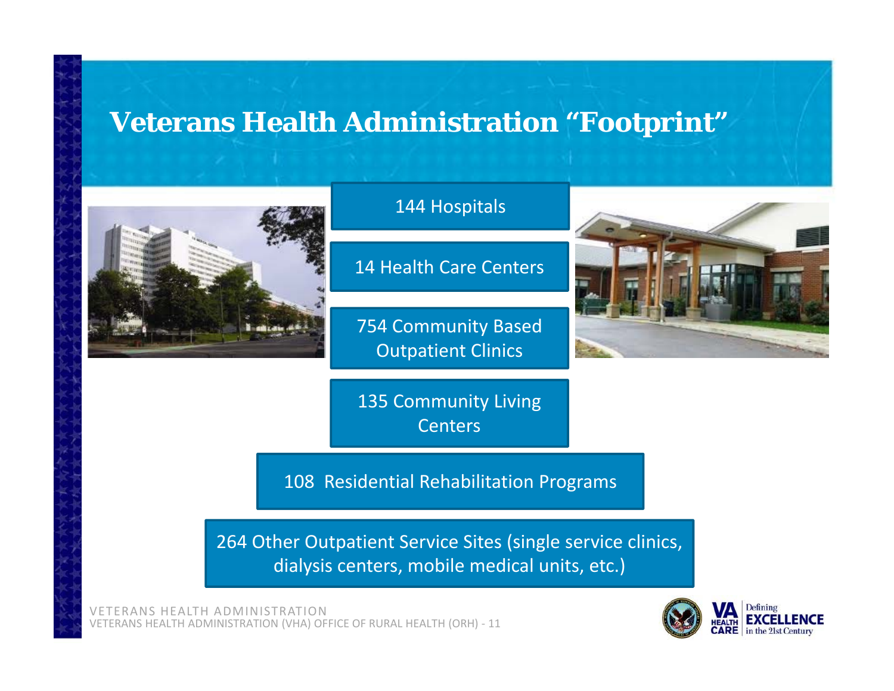# Veterans Health Administration "Footprint"

- 144 Hospitals
- 14 Health Care Centers
- 754 Community Based Outpatient Clinics
- 135 Community Living Centers
- 108 Residential Rehabilitation Programs
- 264 Other Outpatient Service Sites (single service clinics, dialysis centers, mobile medical units, etc.)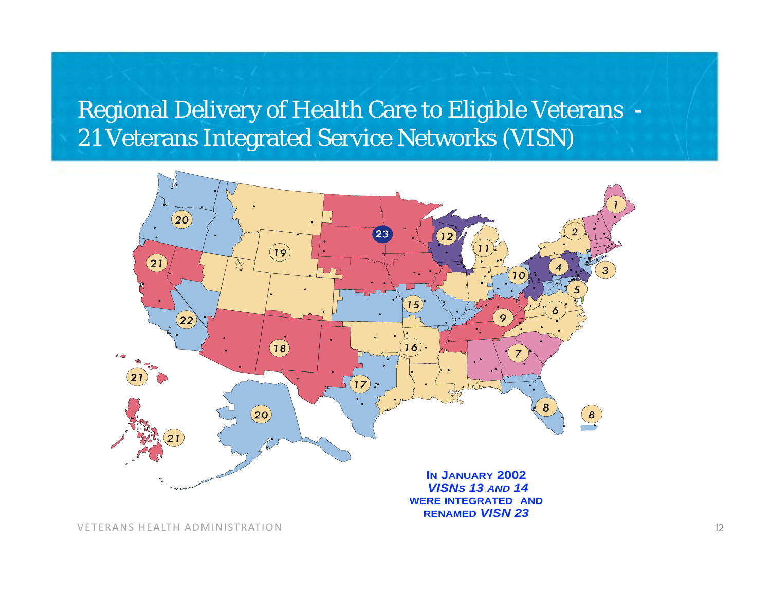# Regional Delivery of Health Care to Eligible Veterans - 21 Veterans Integrated Service Networks (VISN)

IN JANUARY 2002 *VISNs 13 AND 14* WERE INTEGRATED AND RENAMED *VISN 23*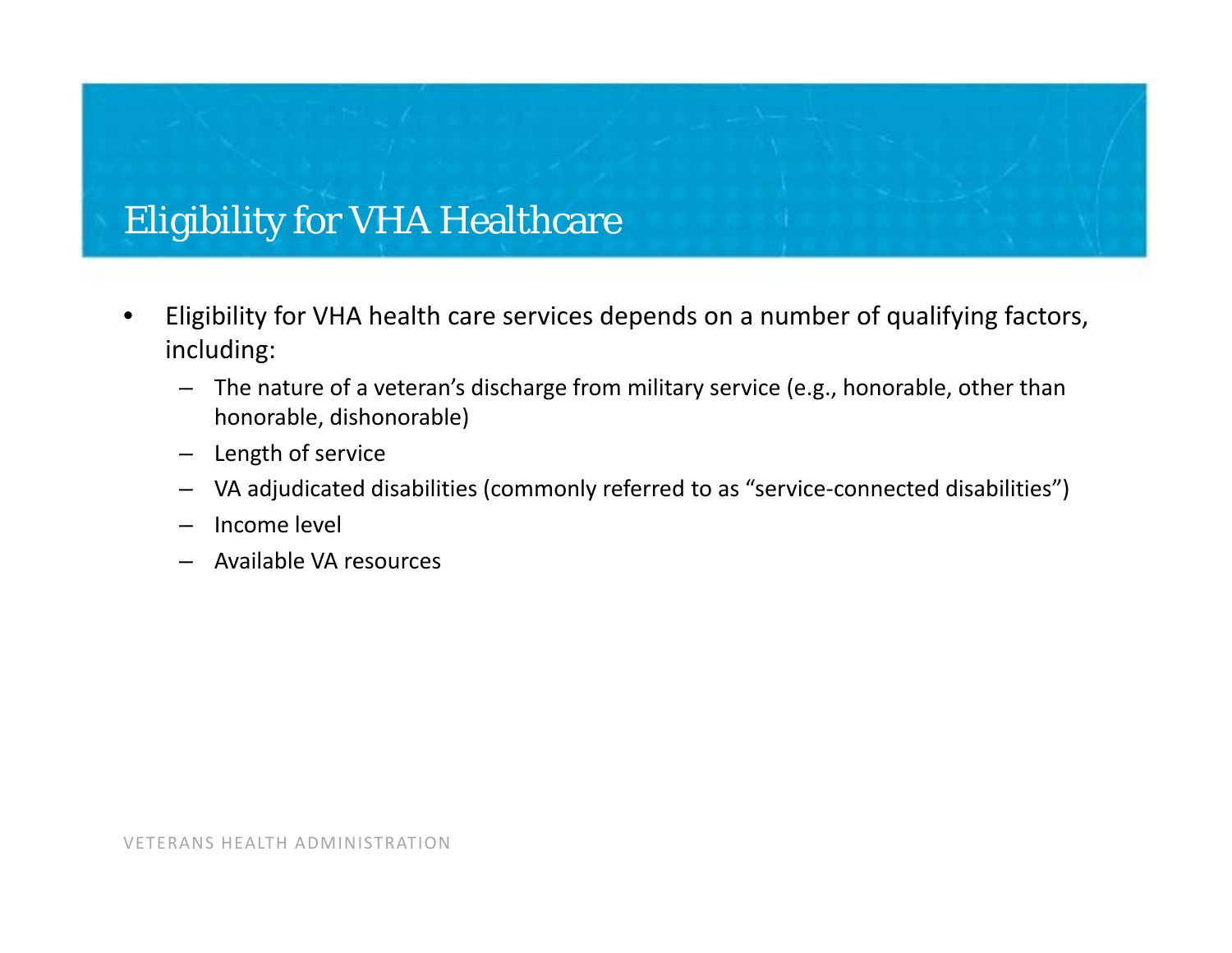# Eligibility for VHA Healthcare

- Eligibility for VHA health care services depends on a number of qualifying factors, including:
  - The nature of a veteran's discharge from military service (e.g., honorable, other than honorable, dishonorable)
  - Length of service
  - VA adjudicated disabilities (commonly referred to as "service-connected disabilities")
  - Income level
  - Available VA resources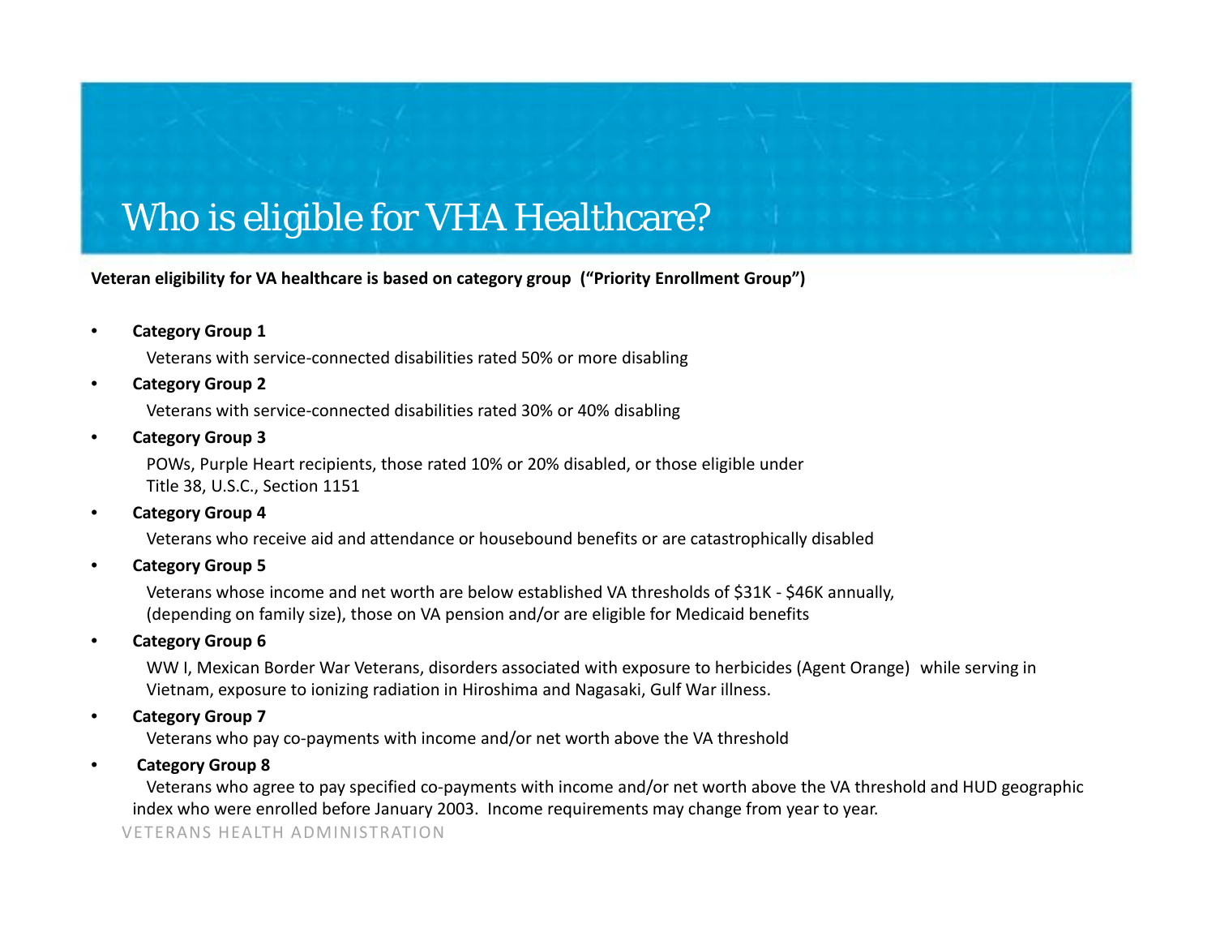# Who is eligible for VHA Healthcare?

**Veteran eligibility for VA healthcare is based on category group ("Priority Enrollment Group")**

- **Category Group 1**
  Veterans with service-connected disabilities rated 50% or more disabling
- **Category Group 2**
  Veterans with service-connected disabilities rated 30% or 40% disabling
- **Category Group 3**
  POWs, Purple Heart recipients, those rated 10% or 20% disabled, or those eligible under Title 38, U.S.C., Section 1151
- **Category Group 4**
  Veterans who receive aid and attendance or housebound benefits or are catastrophically disabled
- **Category Group 5**
  Veterans whose income and net worth are below established VA thresholds of $31K - $46K annually, (depending on family size), those on VA pension and/or are eligible for Medicaid benefits
- **Category Group 6**
  WW I, Mexican Border War Veterans, disorders associated with exposure to herbicides (Agent Orange) while serving in Vietnam, exposure to ionizing radiation in Hiroshima and Nagasaki, Gulf War illness.
- **Category Group 7**
  Veterans who pay co-payments with income and/or net worth above the VA threshold
- **Category Group 8**
  Veterans who agree to pay specified co-payments with income and/or net worth above the VA threshold and HUD geographic index who were enrolled before January 2003. Income requirements may change from year to year.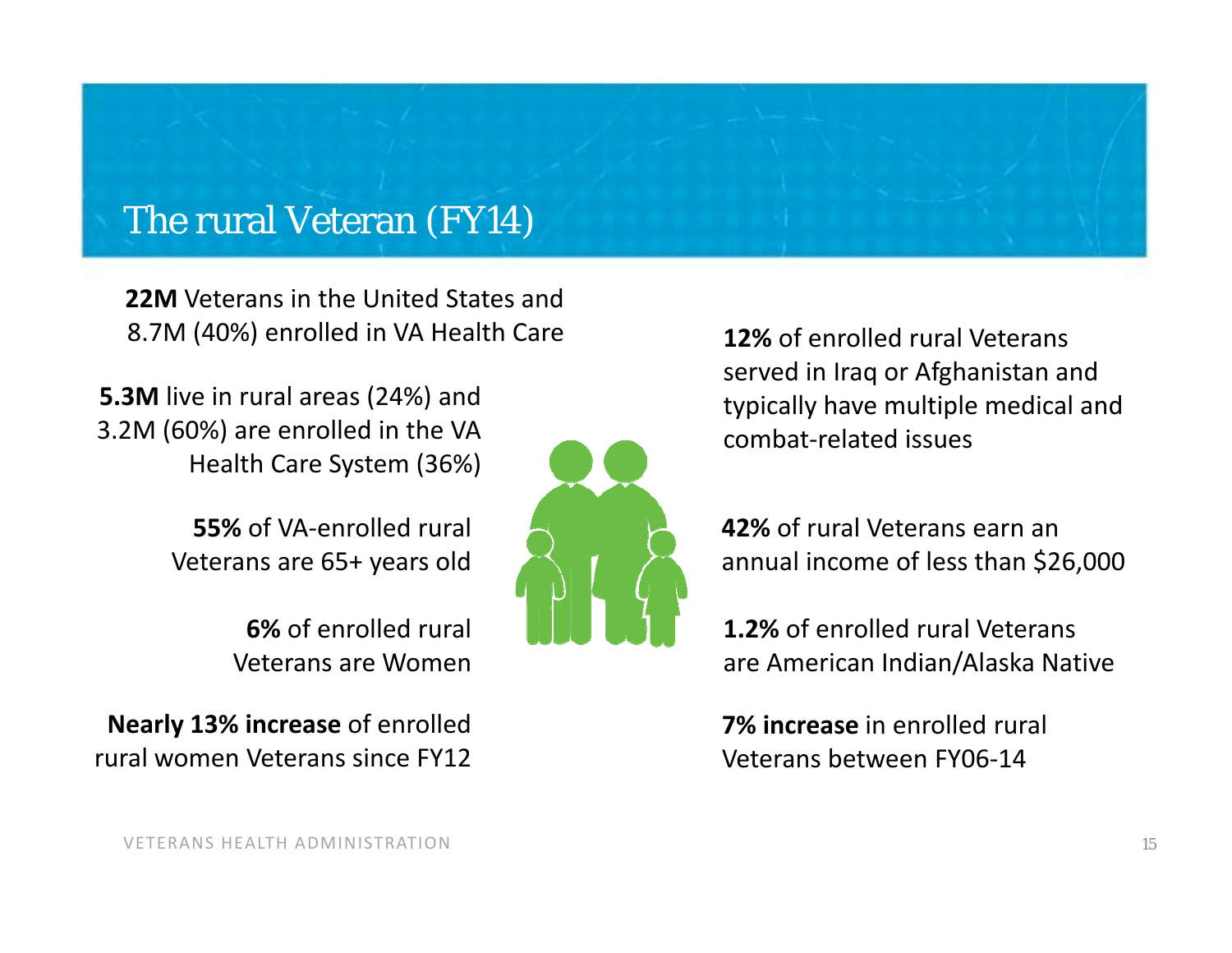# The rural Veteran (FY14)

**22M** Veterans in the United States and 8.7M (40%) enrolled in VA Health Care

**5.3M** live in rural areas (24%) and 3.2M (60%) are enrolled in the VA Health Care System (36%)

**55%** of VA-enrolled rural Veterans are 65+ years old

**6%** of enrolled rural Veterans are Women

**Nearly 13% increase** of enrolled rural women Veterans since FY12

**12%** of enrolled rural Veterans served in Iraq or Afghanistan and typically have multiple medical and combat-related issues

**42%** of rural Veterans earn an annual income of less than $26,000

**1.2%** of enrolled rural Veterans are American Indian/Alaska Native

**7% increase** in enrolled rural Veterans between FY06-14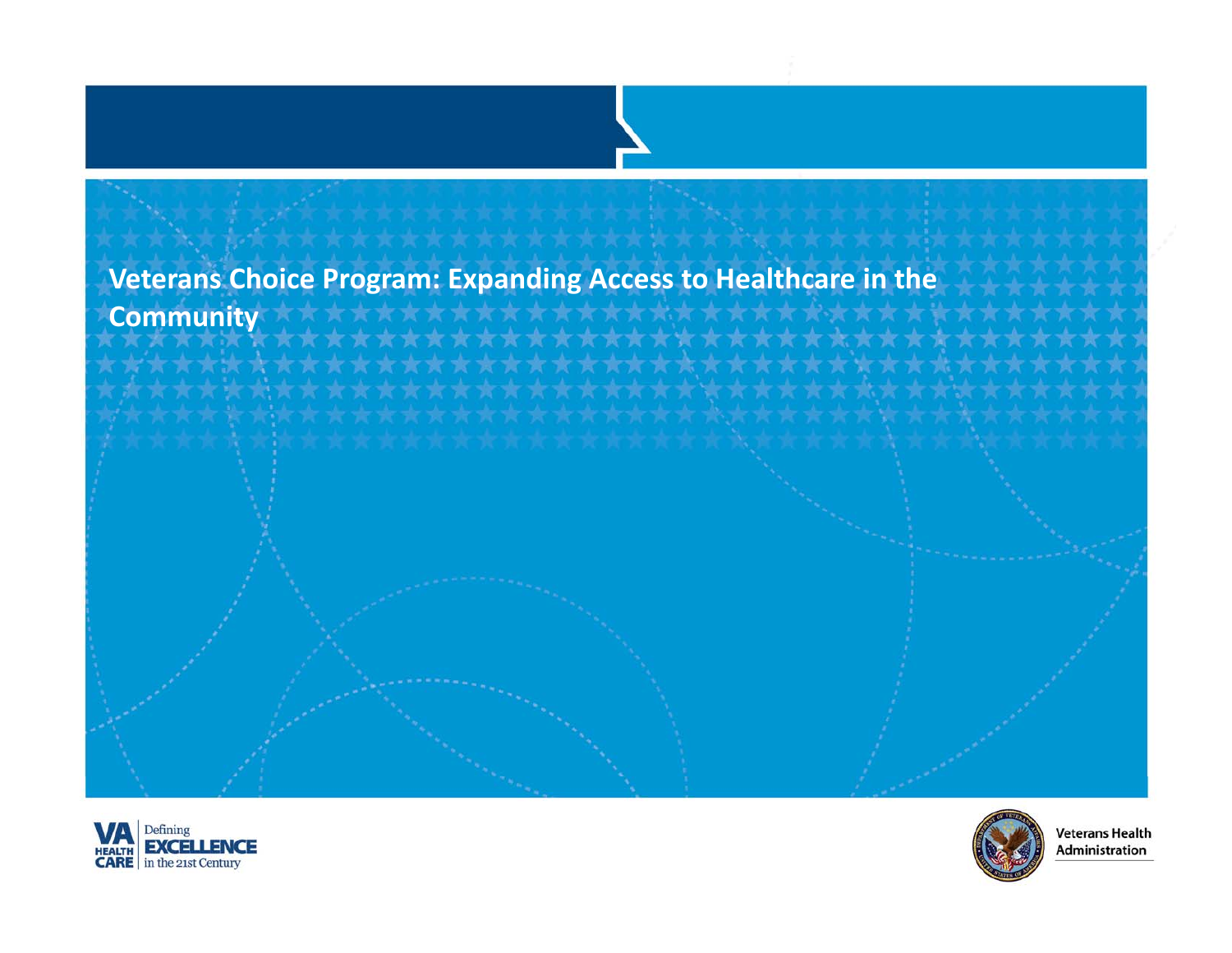# Veterans Choice Program: Expanding Access to Healthcare in the Community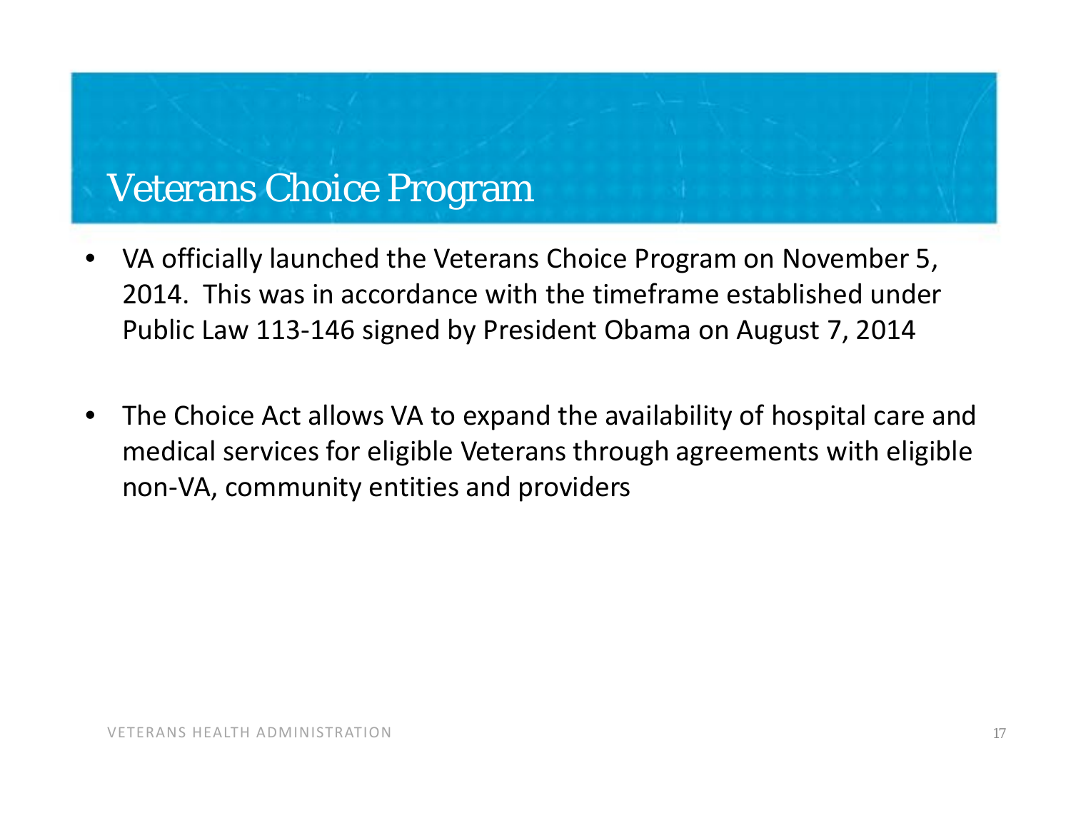# Veterans Choice Program

- VA officially launched the Veterans Choice Program on November 5, 2014. This was in accordance with the timeframe established under Public Law 113-146 signed by President Obama on August 7, 2014
- The Choice Act allows VA to expand the availability of hospital care and medical services for eligible Veterans through agreements with eligible non-VA, community entities and providers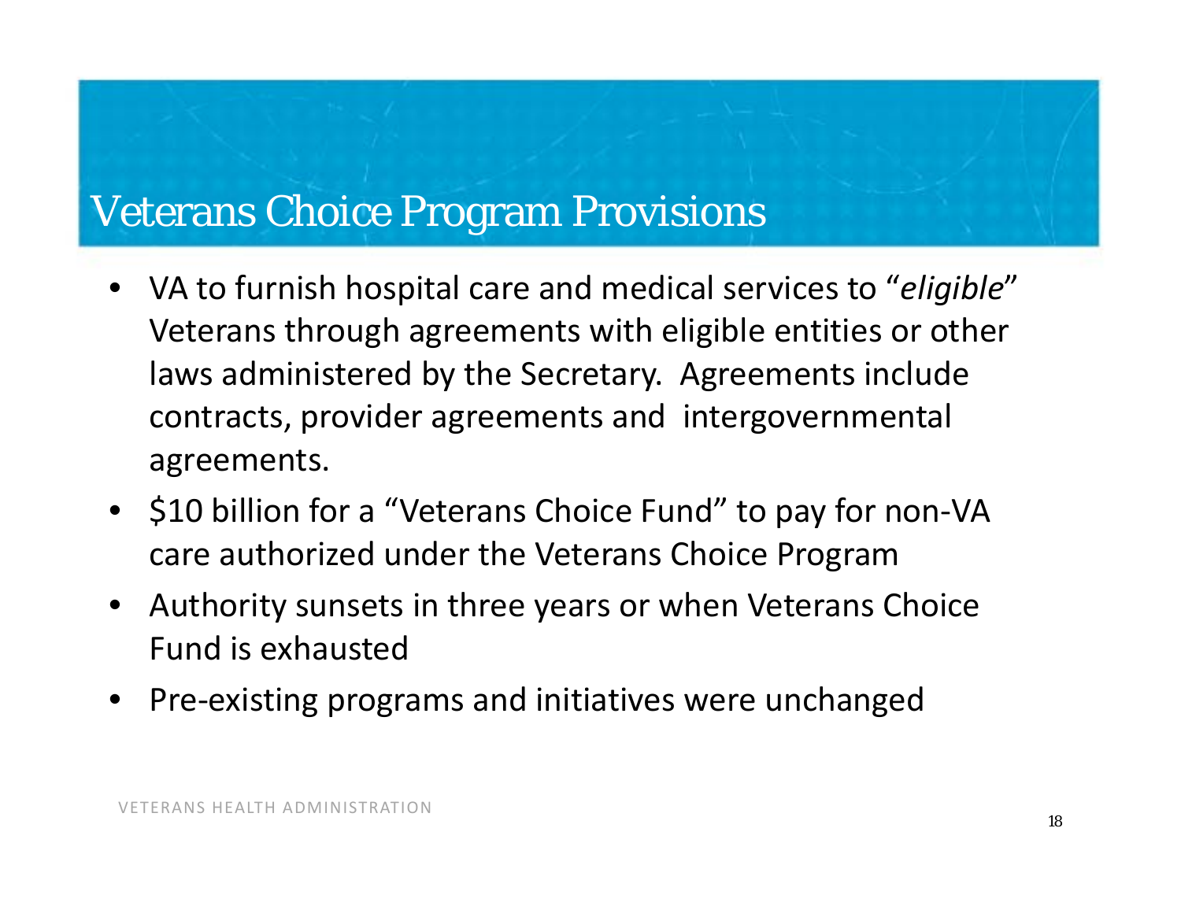# Veterans Choice Program Provisions

- VA to furnish hospital care and medical services to "*eligible*" Veterans through agreements with eligible entities or other laws administered by the Secretary. Agreements include contracts, provider agreements and intergovernmental agreements.
- $10 billion for a "Veterans Choice Fund" to pay for non-VA care authorized under the Veterans Choice Program
- Authority sunsets in three years or when Veterans Choice Fund is exhausted
- Pre-existing programs and initiatives were unchanged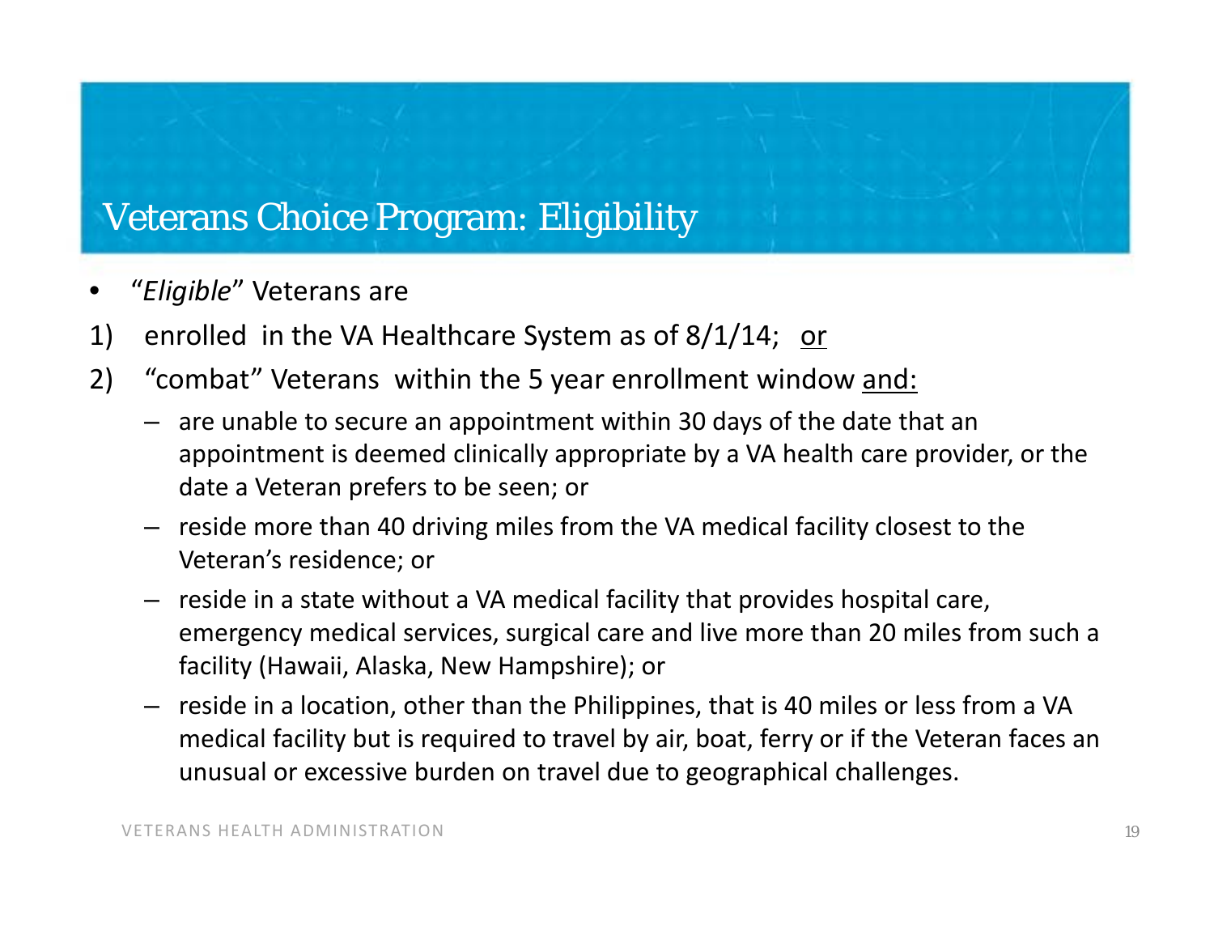# Veterans Choice Program: Eligibility

- "*Eligible*" Veterans are

1) enrolled in the VA Healthcare System as of 8/1/14; or
2) "combat" Veterans within the 5 year enrollment window and:
   - are unable to secure an appointment within 30 days of the date that an appointment is deemed clinically appropriate by a VA health care provider, or the date a Veteran prefers to be seen; or
   - reside more than 40 driving miles from the VA medical facility closest to the Veteran's residence; or
   - reside in a state without a VA medical facility that provides hospital care, emergency medical services, surgical care and live more than 20 miles from such a facility (Hawaii, Alaska, New Hampshire); or
   - reside in a location, other than the Philippines, that is 40 miles or less from a VA medical facility but is required to travel by air, boat, ferry or if the Veteran faces an unusual or excessive burden on travel due to geographical challenges.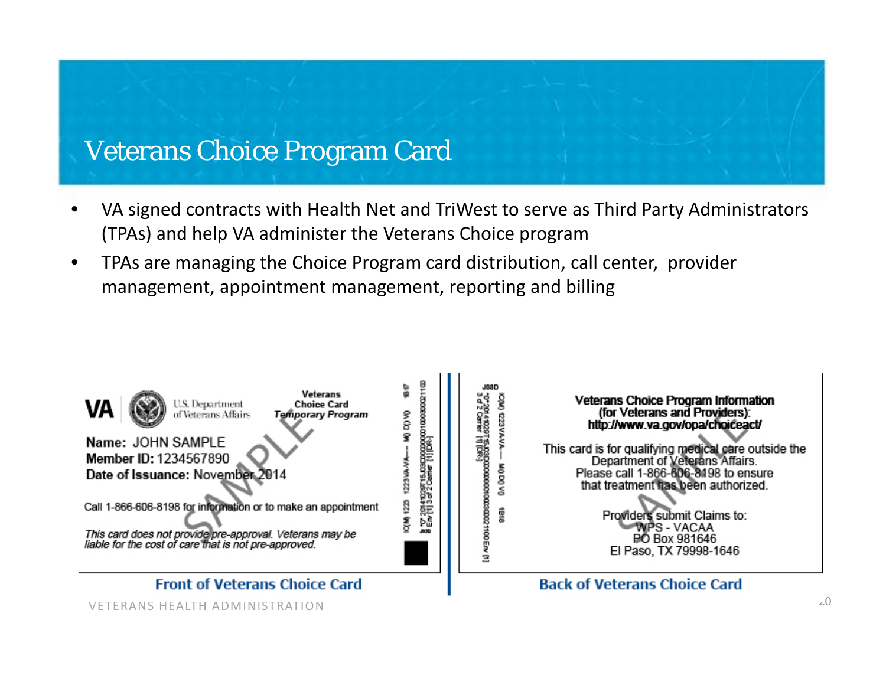# Veterans Choice Program Card

- VA signed contracts with Health Net and TriWest to serve as Third Party Administrators (TPAs) and help VA administer the Veterans Choice program
- TPAs are managing the Choice Program card distribution, call center, provider management, appointment management, reporting and billing

VA | U.S. Department of Veterans Affairs

**Veterans Choice Card**
***Temporary Program***

**Name:** JOHN SAMPLE
**Member ID:** 1234567890
**Date of Issuance:** November 2014

Call 1-866-606-8198 for information or to make an appointment

*This card does not provide pre-approval. Veterans may be liable for the cost of care that is not pre-approved.*

**Front of Veterans Choice Card**

**Veterans Choice Program Information (for Veterans and Providers):**
**http://www.va.gov/opa/choiceact/**

This card is for qualifying medical care outside the Department of Veterans Affairs.
Please call 1-866-606-8198 to ensure that treatment has been authorized.

Providers submit Claims to:
WPS - VACAA
PO Box 981646
El Paso, TX 79998-1646

**Back of Veterans Choice Card**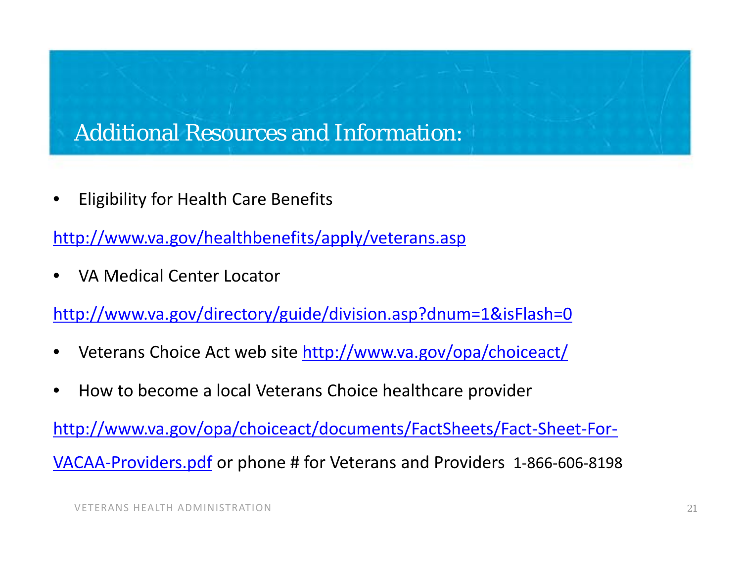# Additional Resources and Information:

- Eligibility for Health Care Benefits

http://www.va.gov/healthbenefits/apply/veterans.asp

- VA Medical Center Locator

http://www.va.gov/directory/guide/division.asp?dnum=1&isFlash=0

- Veterans Choice Act web site http://www.va.gov/opa/choiceact/

- How to become a local Veterans Choice healthcare provider

http://www.va.gov/opa/choiceact/documents/FactSheets/Fact-Sheet-For-VACAA-Providers.pdf or phone # for Veterans and Providers 1-866-606-8198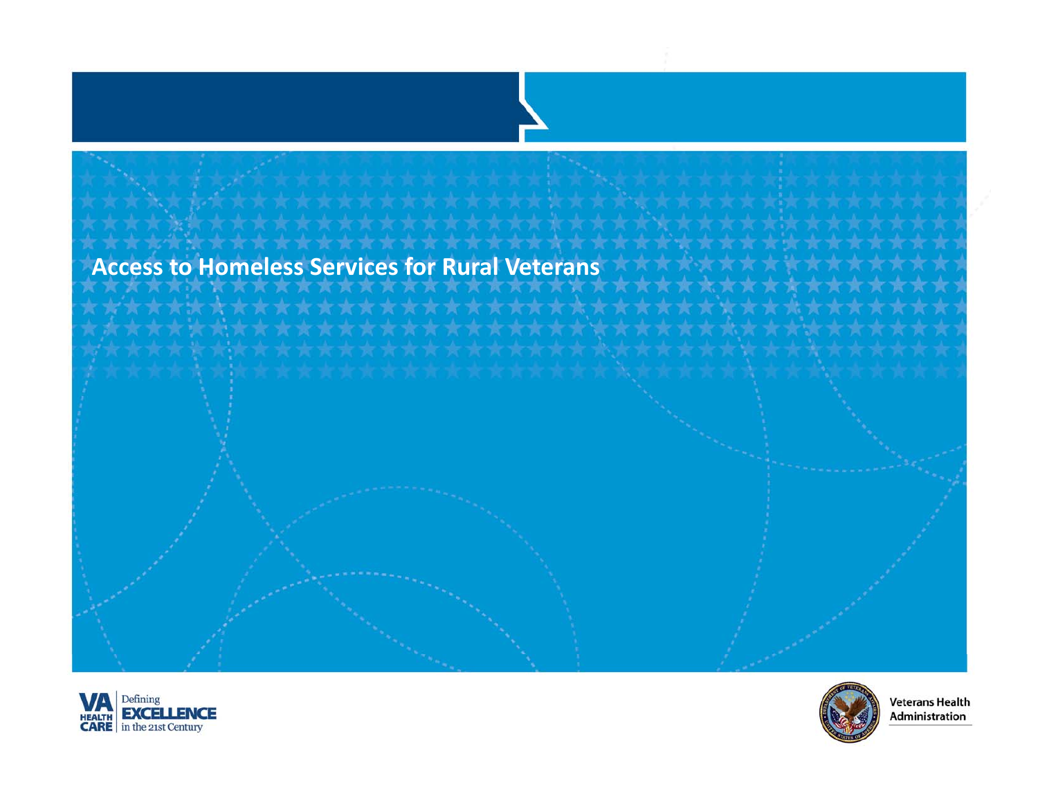# Access to Homeless Services for Rural Veterans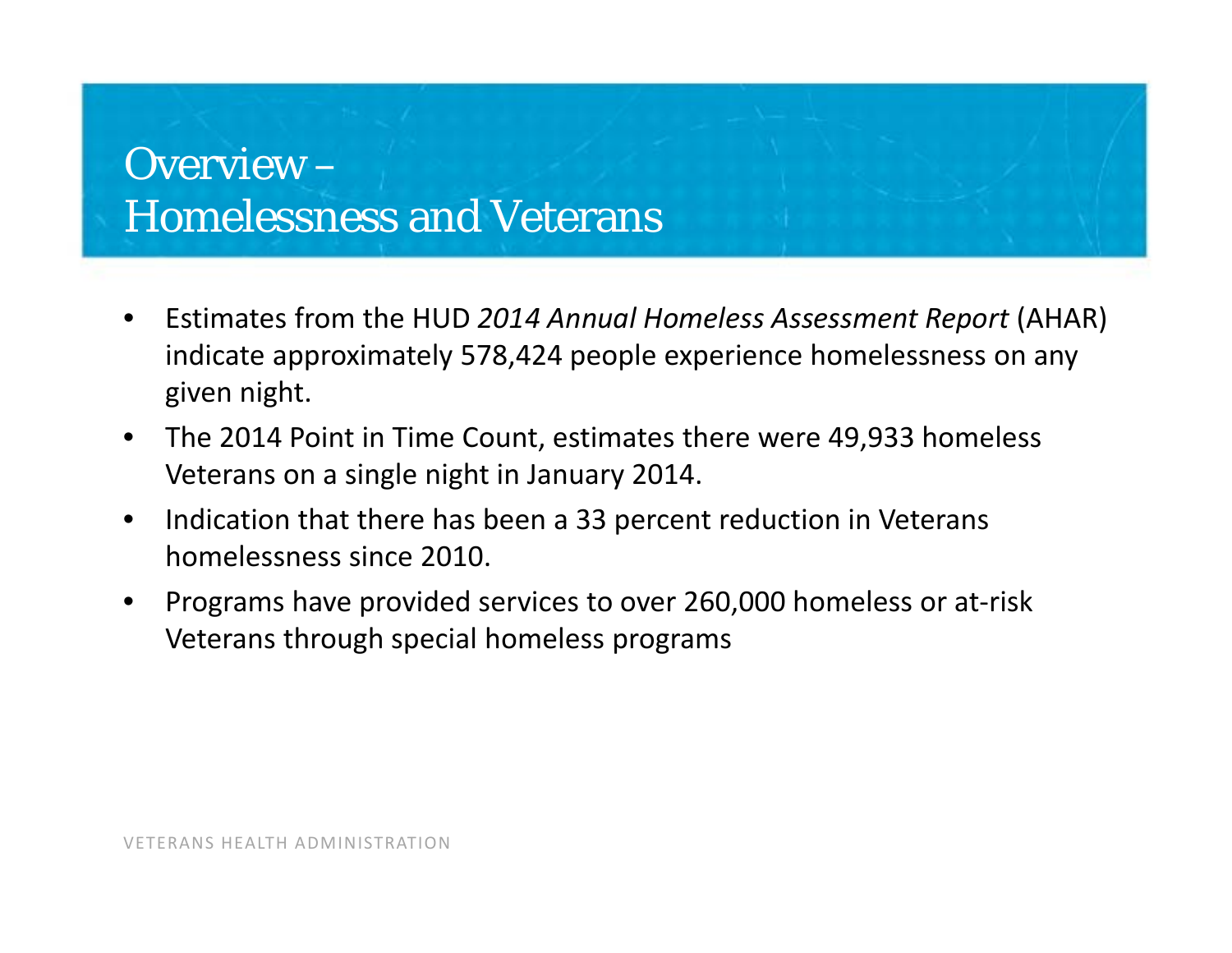# Overview – Homelessness and Veterans

- Estimates from the HUD *2014 Annual Homeless Assessment Report* (AHAR) indicate approximately 578,424 people experience homelessness on any given night.
- The 2014 Point in Time Count, estimates there were 49,933 homeless Veterans on a single night in January 2014.
- Indication that there has been a 33 percent reduction in Veterans homelessness since 2010.
- Programs have provided services to over 260,000 homeless or at-risk Veterans through special homeless programs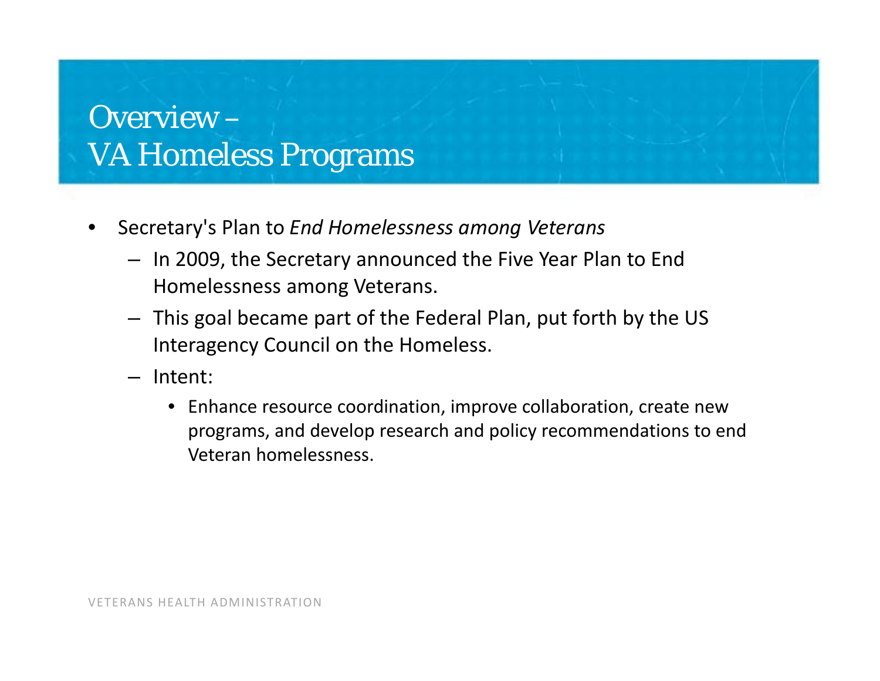# Overview – VA Homeless Programs

- Secretary's Plan to *End Homelessness among Veterans*
  - In 2009, the Secretary announced the Five Year Plan to End Homelessness among Veterans.
  - This goal became part of the Federal Plan, put forth by the US Interagency Council on the Homeless.
  - Intent:
    - Enhance resource coordination, improve collaboration, create new programs, and develop research and policy recommendations to end Veteran homelessness.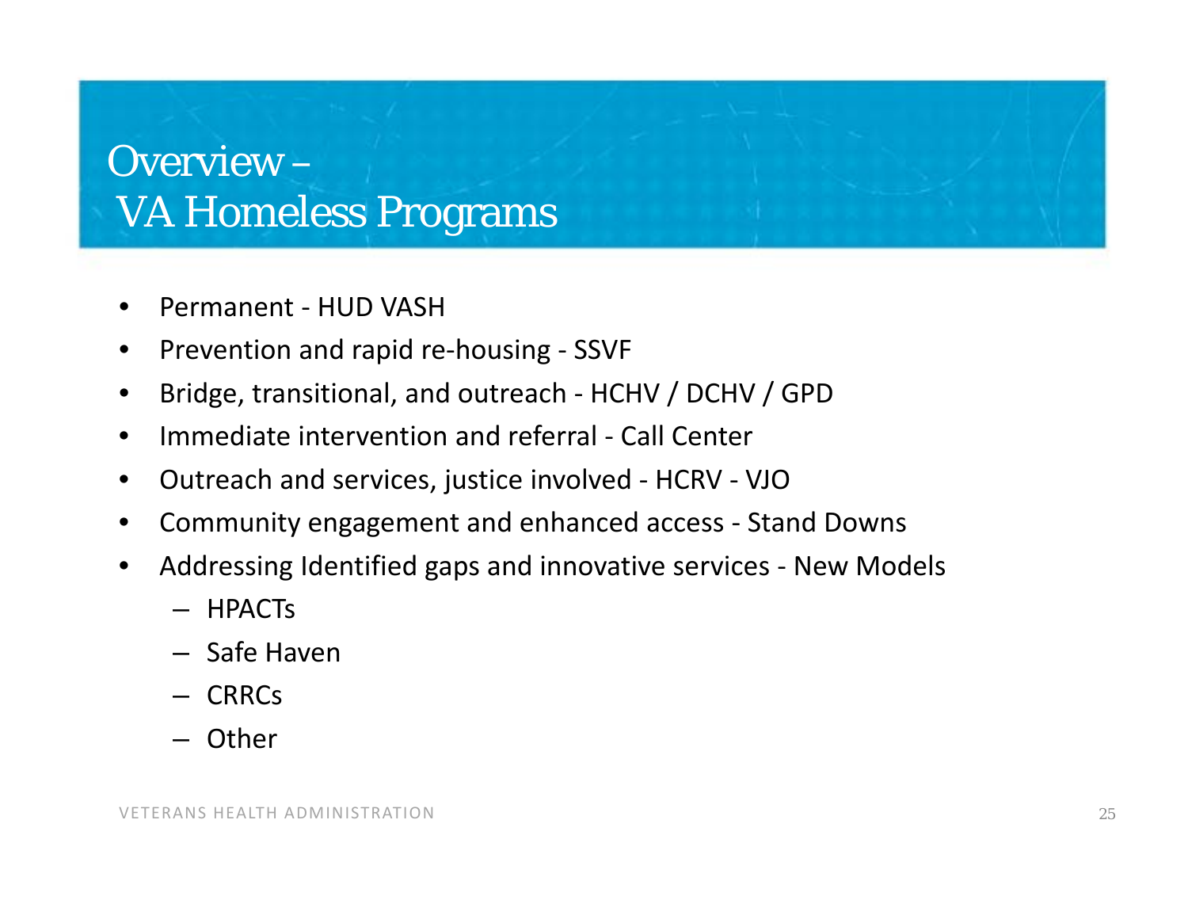# Overview – VA Homeless Programs

- Permanent - HUD VASH
- Prevention and rapid re-housing - SSVF
- Bridge, transitional, and outreach - HCHV / DCHV / GPD
- Immediate intervention and referral - Call Center
- Outreach and services, justice involved - HCRV - VJO
- Community engagement and enhanced access - Stand Downs
- Addressing Identified gaps and innovative services - New Models
  - HPACTs
  - Safe Haven
  - CRRCs
  - Other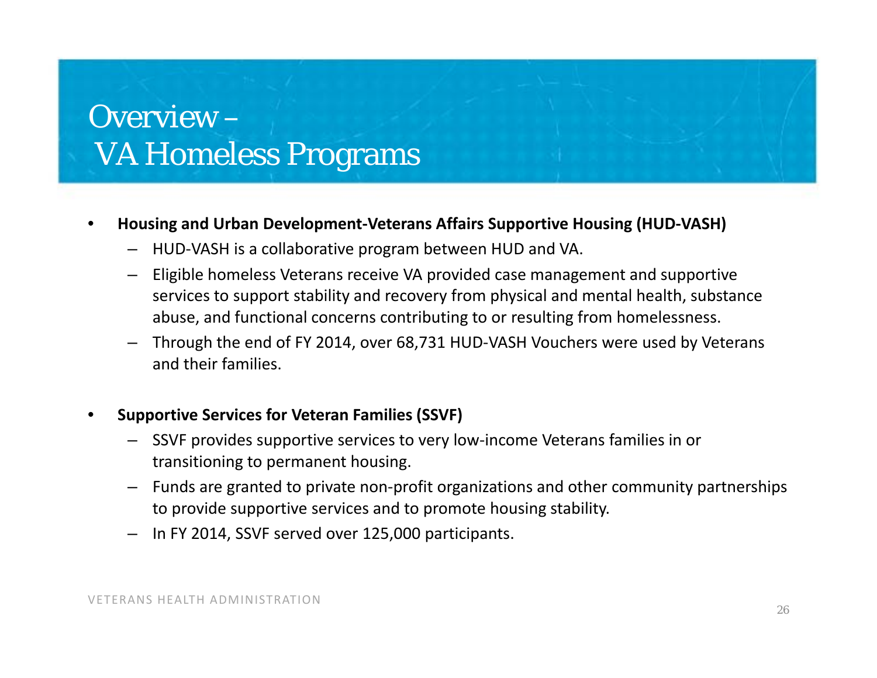# Overview – VA Homeless Programs

- **Housing and Urban Development-Veterans Affairs Supportive Housing (HUD-VASH)**
  - HUD-VASH is a collaborative program between HUD and VA.
  - Eligible homeless Veterans receive VA provided case management and supportive services to support stability and recovery from physical and mental health, substance abuse, and functional concerns contributing to or resulting from homelessness.
  - Through the end of FY 2014, over 68,731 HUD-VASH Vouchers were used by Veterans and their families.

- **Supportive Services for Veteran Families (SSVF)**
  - SSVF provides supportive services to very low-income Veterans families in or transitioning to permanent housing.
  - Funds are granted to private non-profit organizations and other community partnerships to provide supportive services and to promote housing stability.
  - In FY 2014, SSVF served over 125,000 participants.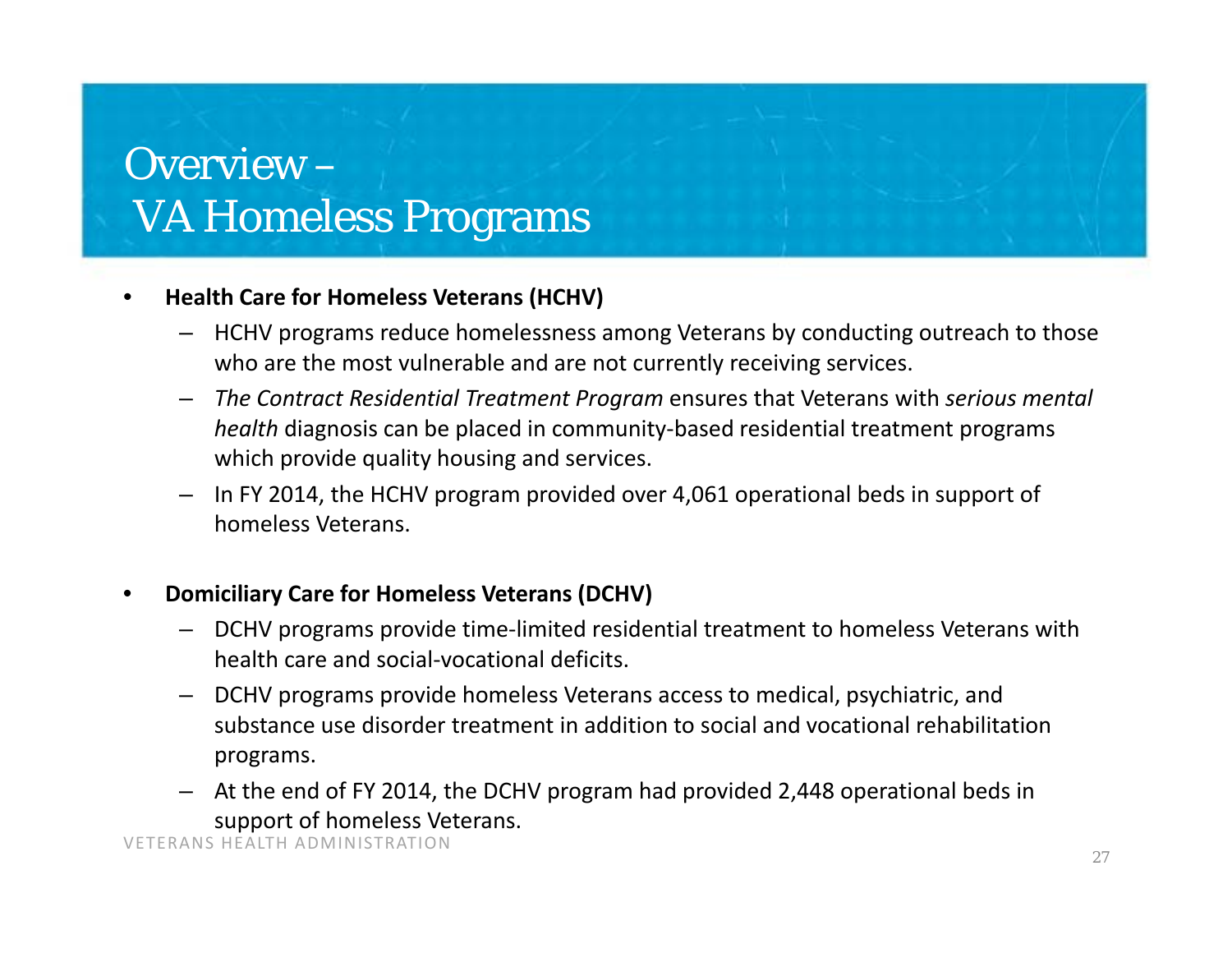# Overview – VA Homeless Programs

- **Health Care for Homeless Veterans (HCHV)**
  - HCHV programs reduce homelessness among Veterans by conducting outreach to those who are the most vulnerable and are not currently receiving services.
  - *The Contract Residential Treatment Program* ensures that Veterans with *serious mental health* diagnosis can be placed in community-based residential treatment programs which provide quality housing and services.
  - In FY 2014, the HCHV program provided over 4,061 operational beds in support of homeless Veterans.

- **Domiciliary Care for Homeless Veterans (DCHV)**
  - DCHV programs provide time-limited residential treatment to homeless Veterans with health care and social-vocational deficits.
  - DCHV programs provide homeless Veterans access to medical, psychiatric, and substance use disorder treatment in addition to social and vocational rehabilitation programs.
  - At the end of FY 2014, the DCHV program had provided 2,448 operational beds in support of homeless Veterans.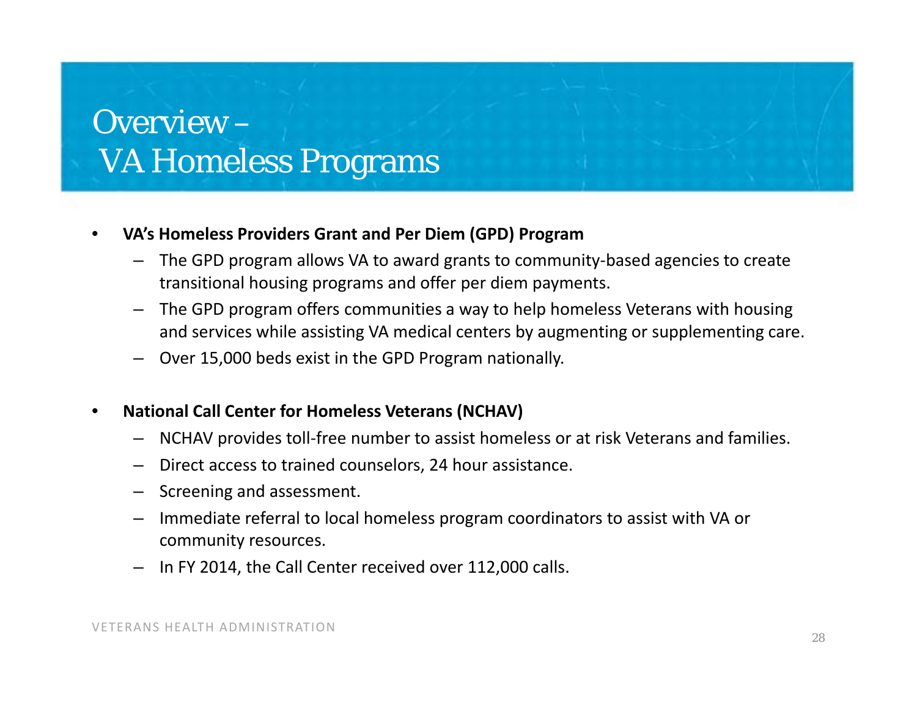# Overview – VA Homeless Programs

- **VA's Homeless Providers Grant and Per Diem (GPD) Program**
  - The GPD program allows VA to award grants to community-based agencies to create transitional housing programs and offer per diem payments.
  - The GPD program offers communities a way to help homeless Veterans with housing and services while assisting VA medical centers by augmenting or supplementing care.
  - Over 15,000 beds exist in the GPD Program nationally.

- **National Call Center for Homeless Veterans (NCHAV)**
  - NCHAV provides toll-free number to assist homeless or at risk Veterans and families.
  - Direct access to trained counselors, 24 hour assistance.
  - Screening and assessment.
  - Immediate referral to local homeless program coordinators to assist with VA or community resources.
  - In FY 2014, the Call Center received over 112,000 calls.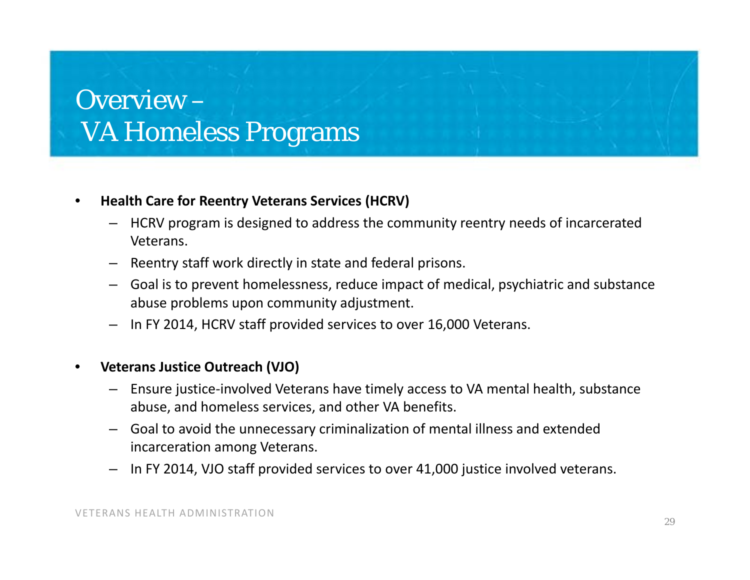# Overview – VA Homeless Programs

- **Health Care for Reentry Veterans Services (HCRV)**
  - HCRV program is designed to address the community reentry needs of incarcerated Veterans.
  - Reentry staff work directly in state and federal prisons.
  - Goal is to prevent homelessness, reduce impact of medical, psychiatric and substance abuse problems upon community adjustment.
  - In FY 2014, HCRV staff provided services to over 16,000 Veterans.

- **Veterans Justice Outreach (VJO)**
  - Ensure justice-involved Veterans have timely access to VA mental health, substance abuse, and homeless services, and other VA benefits.
  - Goal to avoid the unnecessary criminalization of mental illness and extended incarceration among Veterans.
  - In FY 2014, VJO staff provided services to over 41,000 justice involved veterans.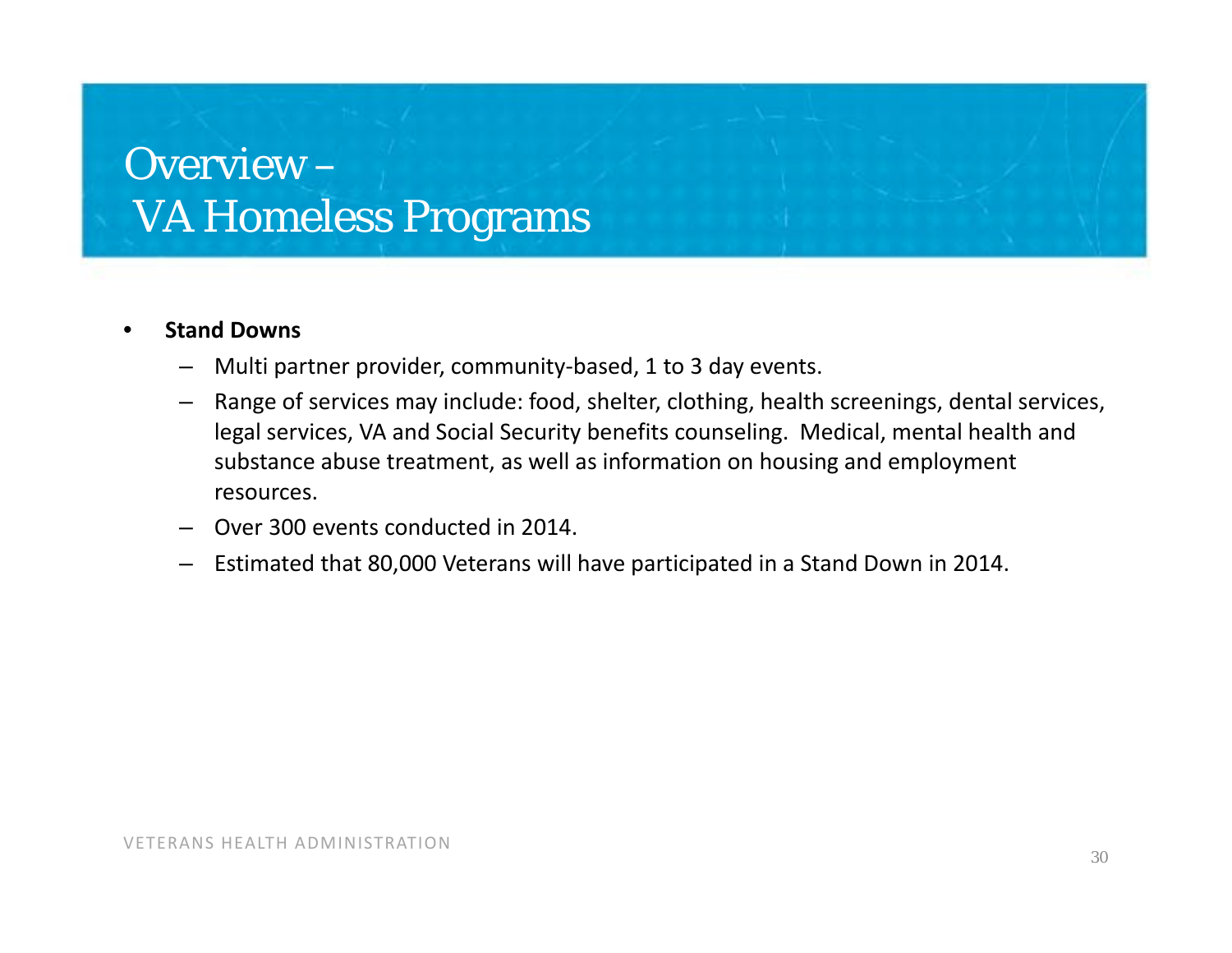# Overview – VA Homeless Programs

- **Stand Downs**
  - Multi partner provider, community-based, 1 to 3 day events.
  - Range of services may include: food, shelter, clothing, health screenings, dental services, legal services, VA and Social Security benefits counseling. Medical, mental health and substance abuse treatment, as well as information on housing and employment resources.
  - Over 300 events conducted in 2014.
  - Estimated that 80,000 Veterans will have participated in a Stand Down in 2014.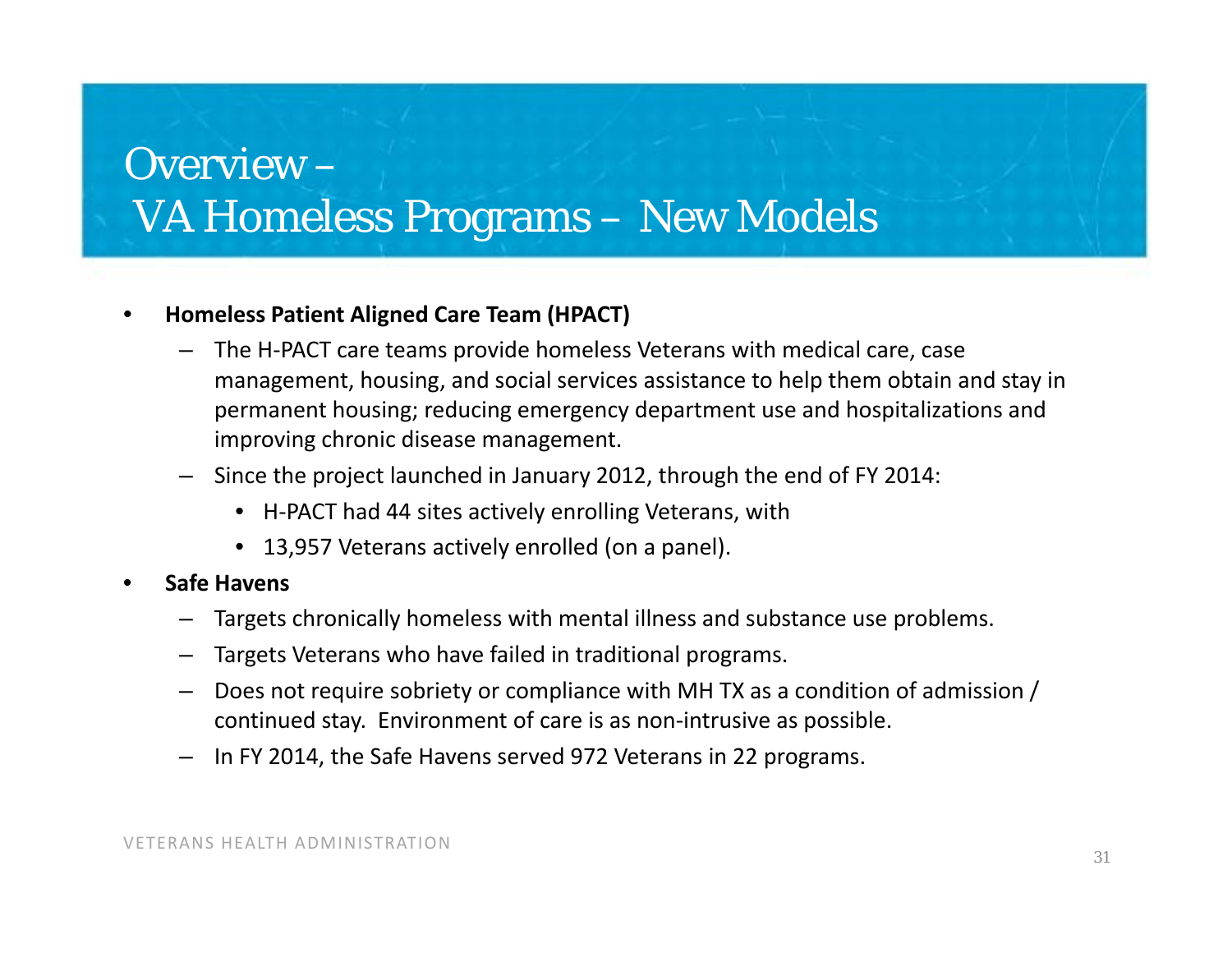# Overview – VA Homeless Programs – New Models

- **Homeless Patient Aligned Care Team (HPACT)**
  - The H-PACT care teams provide homeless Veterans with medical care, case management, housing, and social services assistance to help them obtain and stay in permanent housing; reducing emergency department use and hospitalizations and improving chronic disease management.
  - Since the project launched in January 2012, through the end of FY 2014:
    - H-PACT had 44 sites actively enrolling Veterans, with
    - 13,957 Veterans actively enrolled (on a panel).
- **Safe Havens**
  - Targets chronically homeless with mental illness and substance use problems.
  - Targets Veterans who have failed in traditional programs.
  - Does not require sobriety or compliance with MH TX as a condition of admission / continued stay. Environment of care is as non-intrusive as possible.
  - In FY 2014, the Safe Havens served 972 Veterans in 22 programs.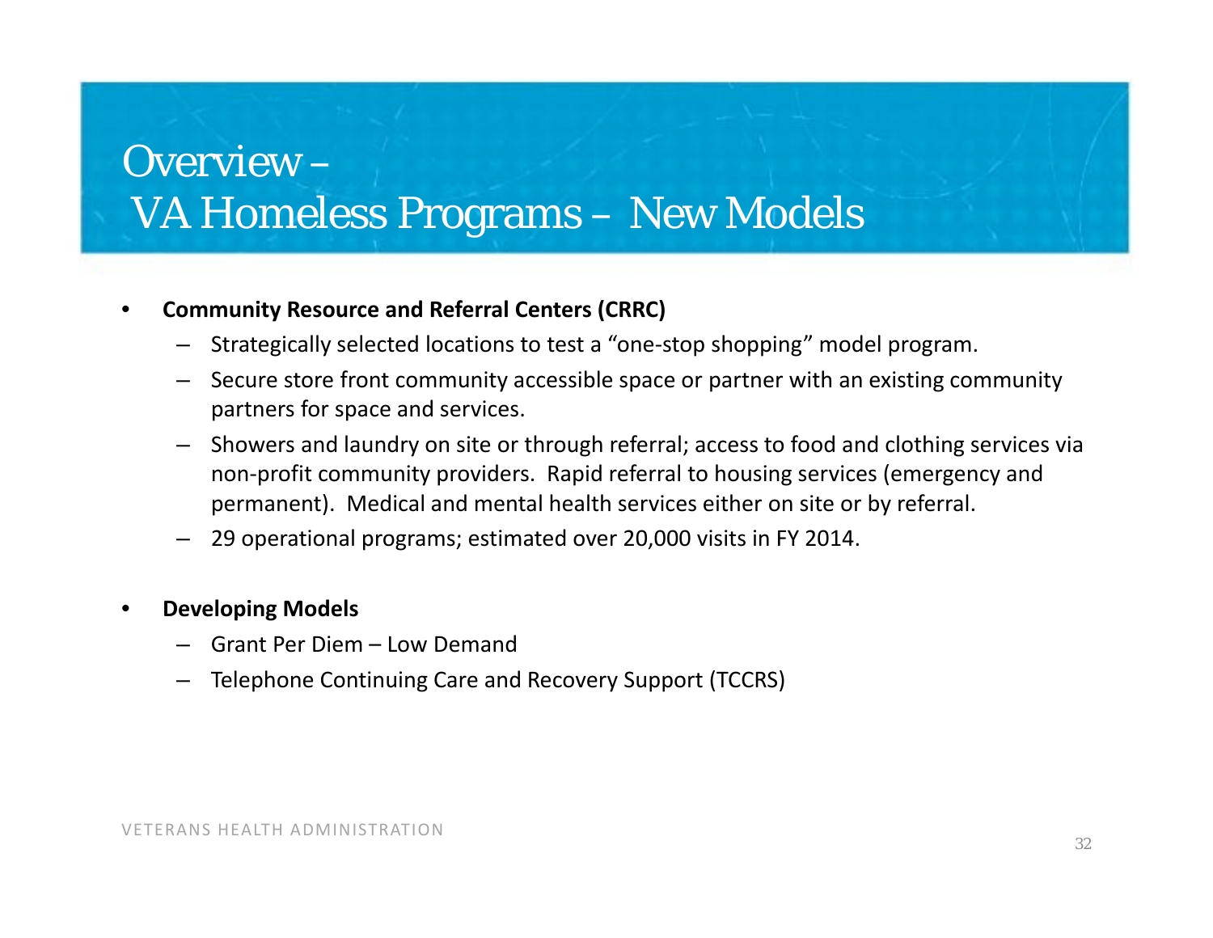# Overview – VA Homeless Programs – New Models

- **Community Resource and Referral Centers (CRRC)**
  - Strategically selected locations to test a “one-stop shopping” model program.
  - Secure store front community accessible space or partner with an existing community partners for space and services.
  - Showers and laundry on site or through referral; access to food and clothing services via non-profit community providers. Rapid referral to housing services (emergency and permanent). Medical and mental health services either on site or by referral.
  - 29 operational programs; estimated over 20,000 visits in FY 2014.

- **Developing Models**
  - Grant Per Diem – Low Demand
  - Telephone Continuing Care and Recovery Support (TCCRS)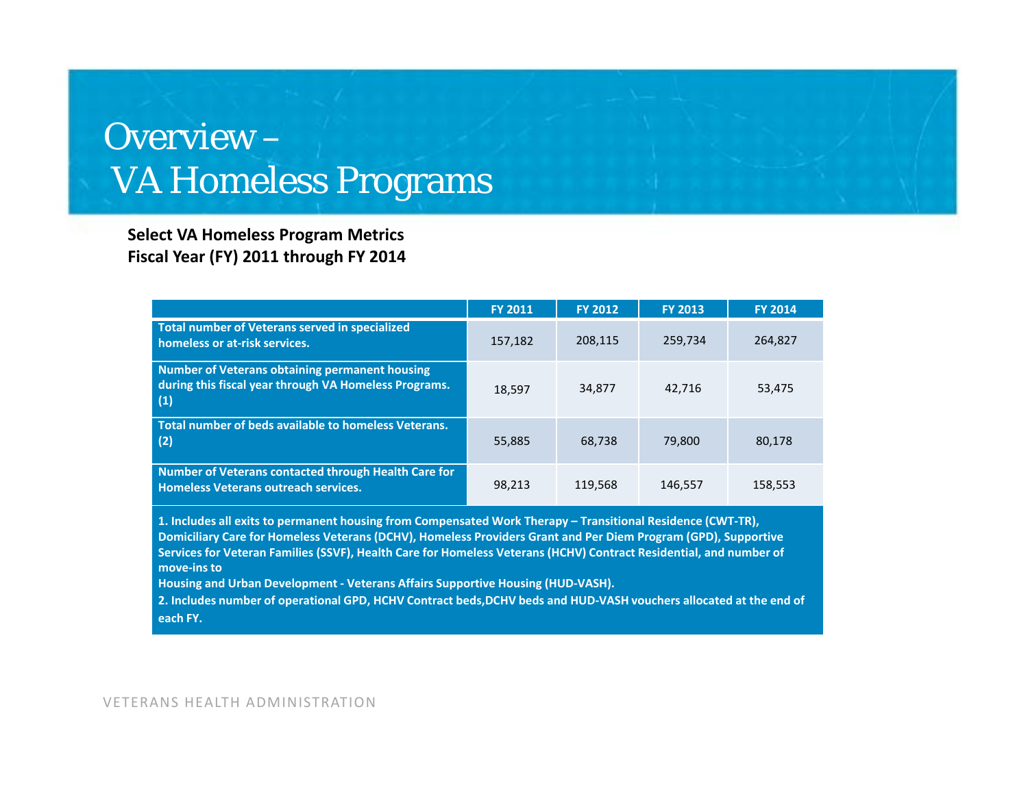# Overview – VA Homeless Programs

**Select VA Homeless Program Metrics**
**Fiscal Year (FY) 2011 through FY 2014**

| | FY 2011 | FY 2012 | FY 2013 | FY 2014 |
|---|---|---|---|---|
| **Total number of Veterans served in specialized homeless or at-risk services.** | 157,182 | 208,115 | 259,734 | 264,827 |
| **Number of Veterans obtaining permanent housing during this fiscal year through VA Homeless Programs. (1)** | 18,597 | 34,877 | 42,716 | 53,475 |
| **Total number of beds available to homeless Veterans. (2)** | 55,885 | 68,738 | 79,800 | 80,178 |
| **Number of Veterans contacted through Health Care for Homeless Veterans outreach services.** | 98,213 | 119,568 | 146,557 | 158,553 |

**1. Includes all exits to permanent housing from Compensated Work Therapy – Transitional Residence (CWT-TR), Domiciliary Care for Homeless Veterans (DCHV), Homeless Providers Grant and Per Diem Program (GPD), Supportive Services for Veteran Families (SSVF), Health Care for Homeless Veterans (HCHV) Contract Residential, and number of move-ins to Housing and Urban Development - Veterans Affairs Supportive Housing (HUD-VASH).**

**2. Includes number of operational GPD, HCHV Contract beds,DCHV beds and HUD-VASH vouchers allocated at the end of each FY.**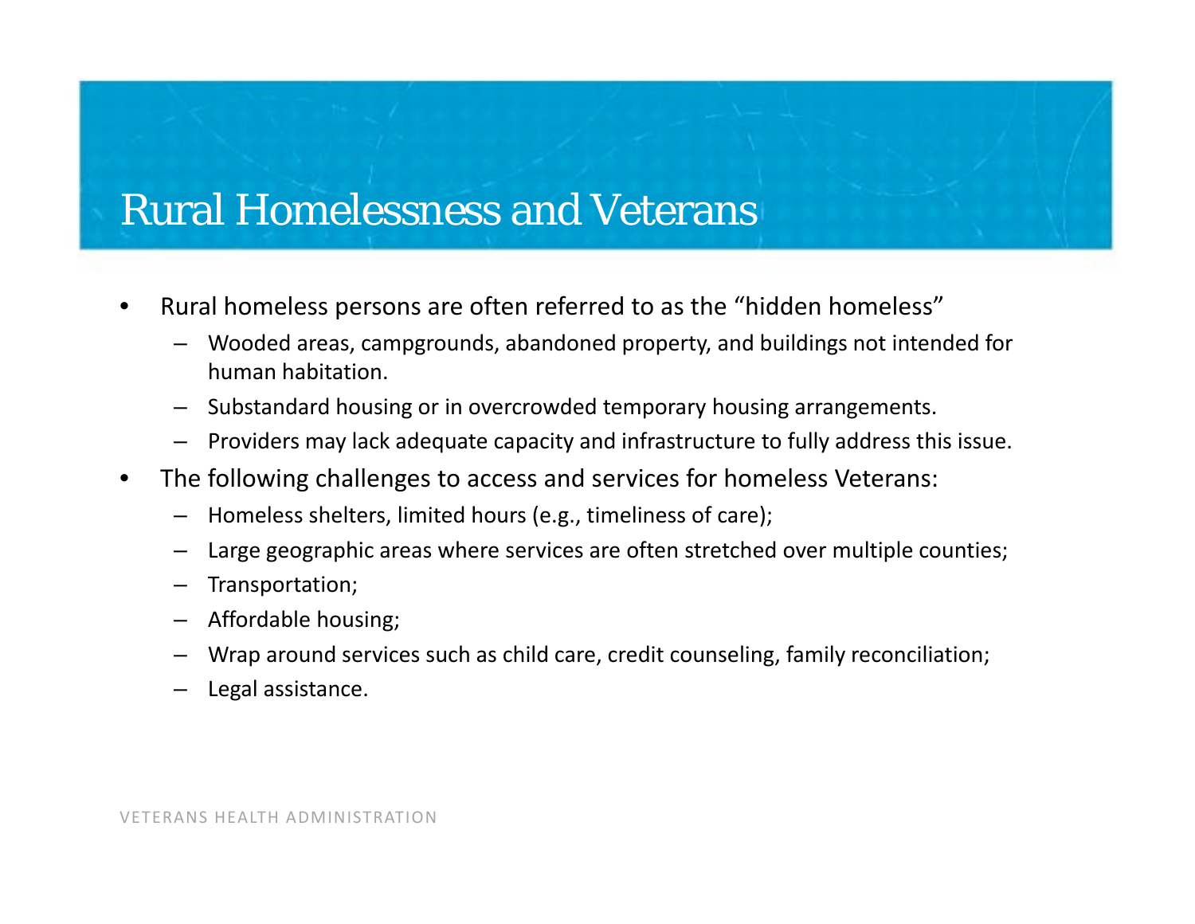# Rural Homelessness and Veterans

- Rural homeless persons are often referred to as the "hidden homeless"
  - Wooded areas, campgrounds, abandoned property, and buildings not intended for human habitation.
  - Substandard housing or in overcrowded temporary housing arrangements.
  - Providers may lack adequate capacity and infrastructure to fully address this issue.
- The following challenges to access and services for homeless Veterans:
  - Homeless shelters, limited hours (e.g., timeliness of care);
  - Large geographic areas where services are often stretched over multiple counties;
  - Transportation;
  - Affordable housing;
  - Wrap around services such as child care, credit counseling, family reconciliation;
  - Legal assistance.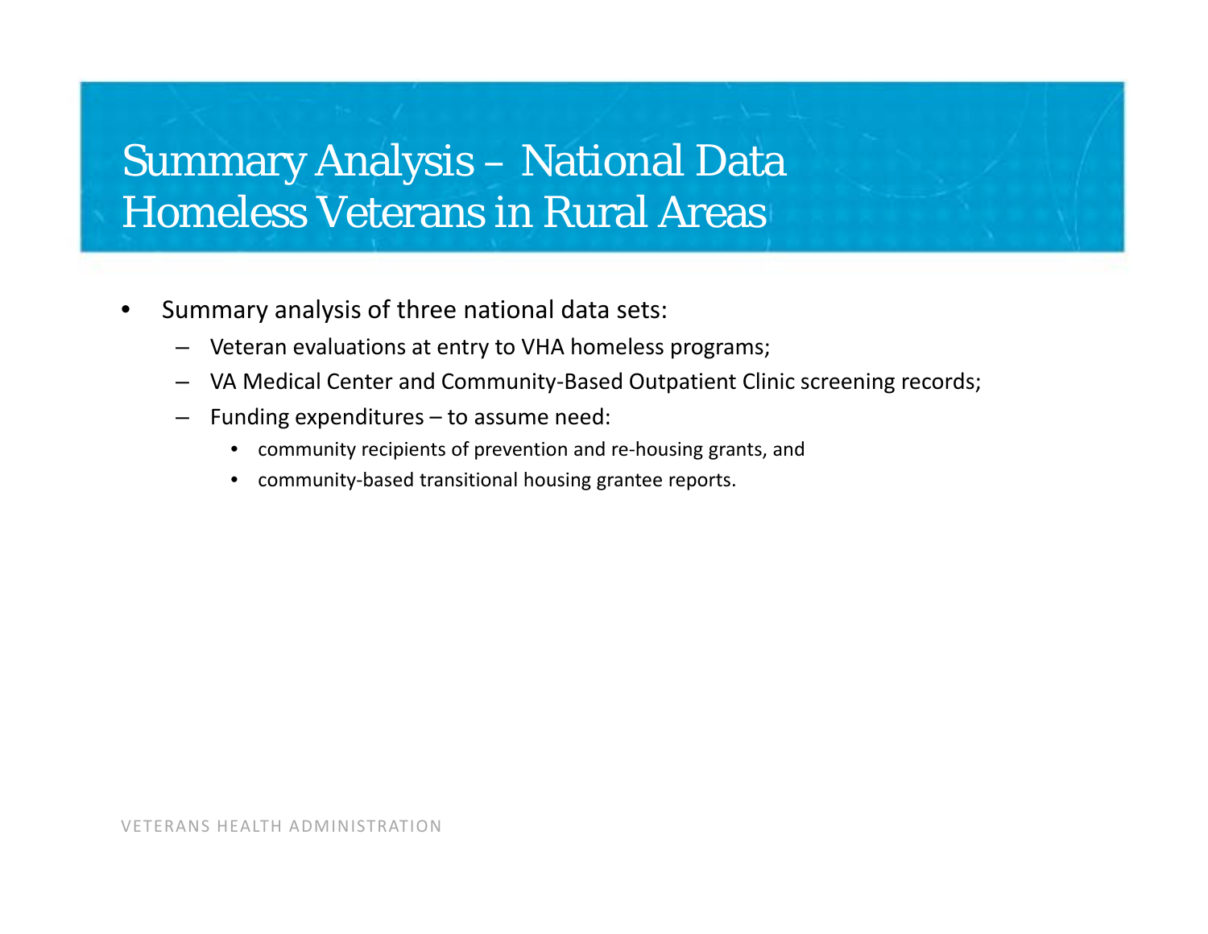# Summary Analysis – National Data Homeless Veterans in Rural Areas

- Summary analysis of three national data sets:
  - Veteran evaluations at entry to VHA homeless programs;
  - VA Medical Center and Community-Based Outpatient Clinic screening records;
  - Funding expenditures – to assume need:
    - community recipients of prevention and re-housing grants, and
    - community-based transitional housing grantee reports.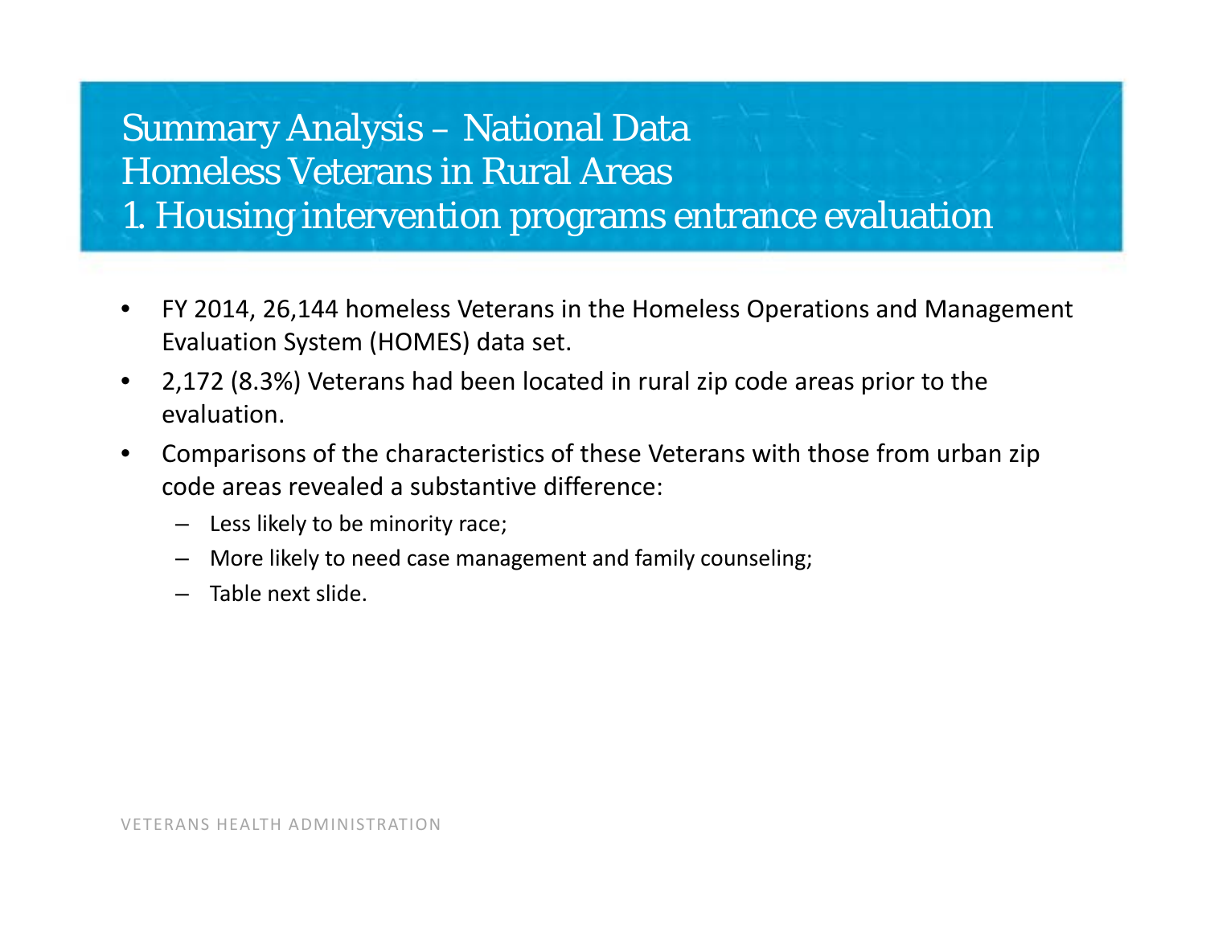# Summary Analysis – National Data
## Homeless Veterans in Rural Areas
## 1. Housing intervention programs entrance evaluation

- FY 2014, 26,144 homeless Veterans in the Homeless Operations and Management Evaluation System (HOMES) data set.
- 2,172 (8.3%) Veterans had been located in rural zip code areas prior to the evaluation.
- Comparisons of the characteristics of these Veterans with those from urban zip code areas revealed a substantive difference:
  - Less likely to be minority race;
  - More likely to need case management and family counseling;
  - Table next slide.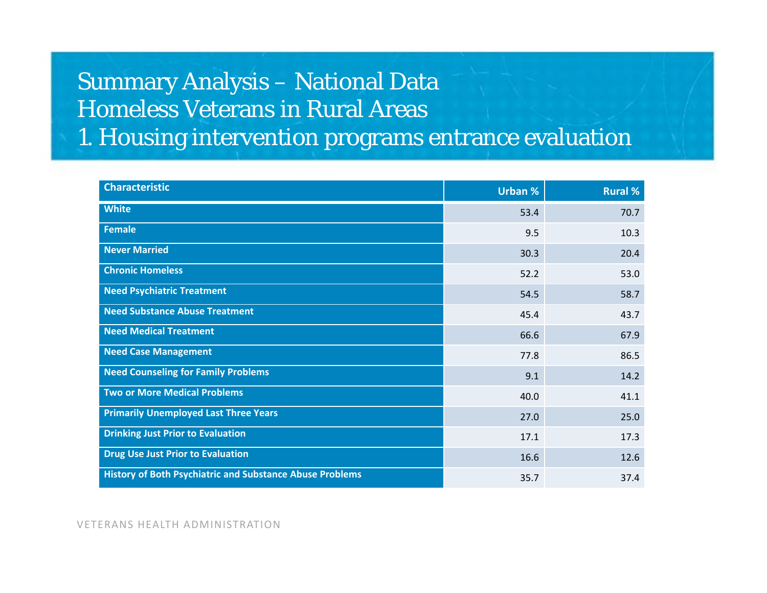# Summary Analysis – National Data
# Homeless Veterans in Rural Areas
# 1. Housing intervention programs entrance evaluation

| Characteristic | Urban % | Rural % |
|---|---|---|
| White | 53.4 | 70.7 |
| Female | 9.5 | 10.3 |
| Never Married | 30.3 | 20.4 |
| Chronic Homeless | 52.2 | 53.0 |
| Need Psychiatric Treatment | 54.5 | 58.7 |
| Need Substance Abuse Treatment | 45.4 | 43.7 |
| Need Medical Treatment | 66.6 | 67.9 |
| Need Case Management | 77.8 | 86.5 |
| Need Counseling for Family Problems | 9.1 | 14.2 |
| Two or More Medical Problems | 40.0 | 41.1 |
| Primarily Unemployed Last Three Years | 27.0 | 25.0 |
| Drinking Just Prior to Evaluation | 17.1 | 17.3 |
| Drug Use Just Prior to Evaluation | 16.6 | 12.6 |
| History of Both Psychiatric and Substance Abuse Problems | 35.7 | 37.4 |

VETERANS HEALTH ADMINISTRATION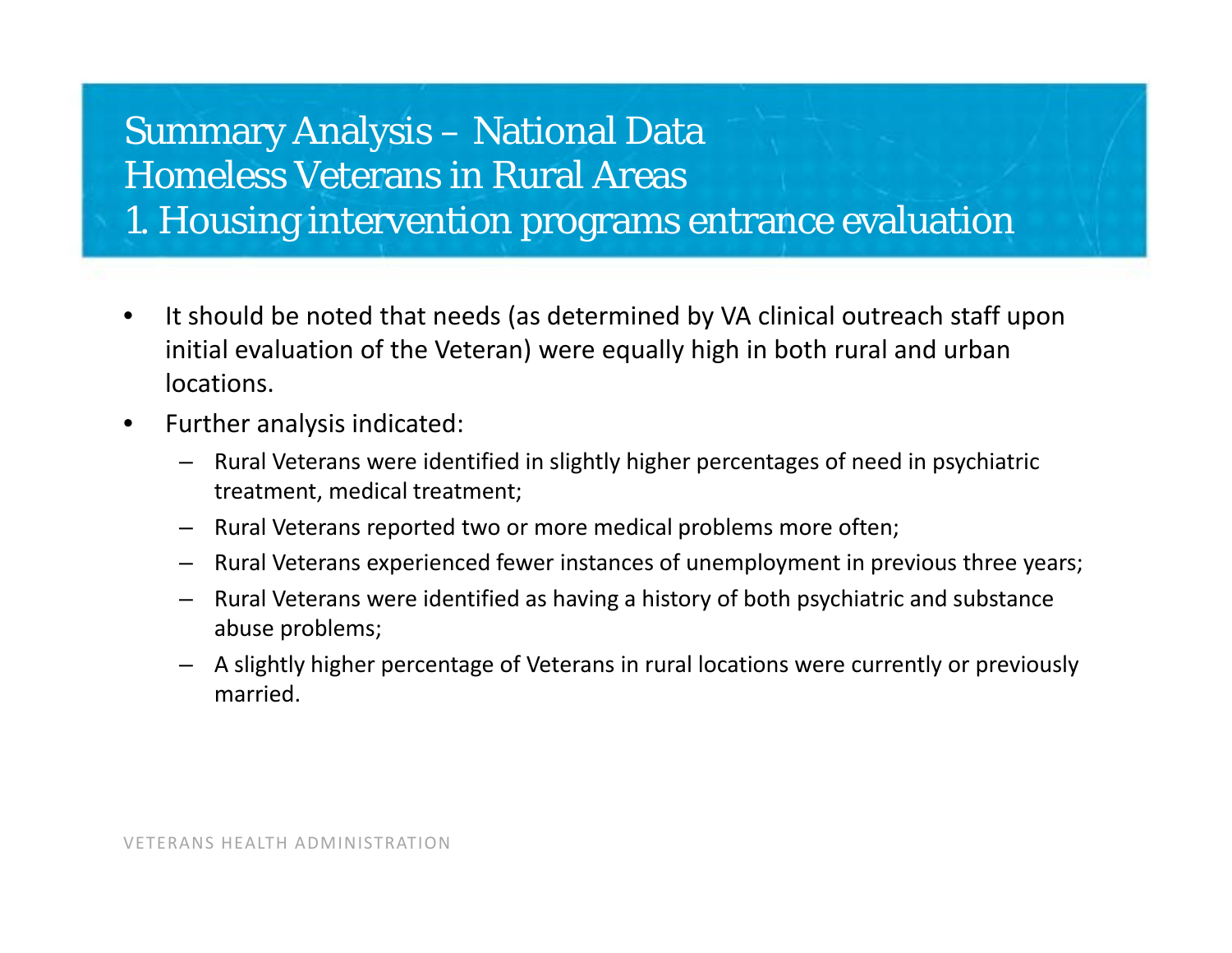# Summary Analysis – National Data
## Homeless Veterans in Rural Areas
## 1. Housing intervention programs entrance evaluation

- It should be noted that needs (as determined by VA clinical outreach staff upon initial evaluation of the Veteran) were equally high in both rural and urban locations.
- Further analysis indicated:
  - Rural Veterans were identified in slightly higher percentages of need in psychiatric treatment, medical treatment;
  - Rural Veterans reported two or more medical problems more often;
  - Rural Veterans experienced fewer instances of unemployment in previous three years;
  - Rural Veterans were identified as having a history of both psychiatric and substance abuse problems;
  - A slightly higher percentage of Veterans in rural locations were currently or previously married.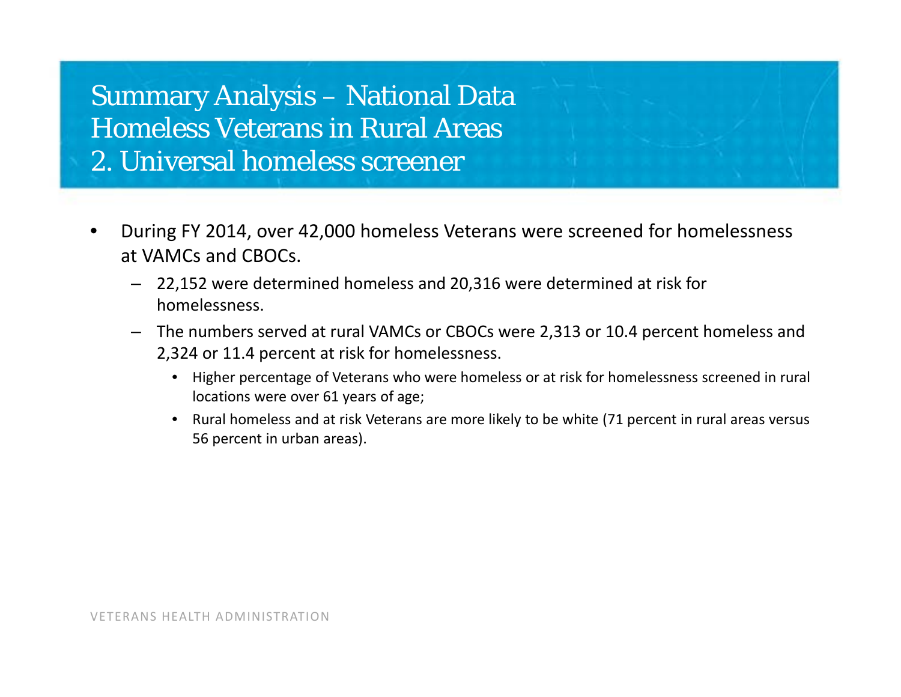# Summary Analysis – National Data
# Homeless Veterans in Rural Areas
# 2. Universal homeless screener

- During FY 2014, over 42,000 homeless Veterans were screened for homelessness at VAMCs and CBOCs.
  - 22,152 were determined homeless and 20,316 were determined at risk for homelessness.
  - The numbers served at rural VAMCs or CBOCs were 2,313 or 10.4 percent homeless and 2,324 or 11.4 percent at risk for homelessness.
    - Higher percentage of Veterans who were homeless or at risk for homelessness screened in rural locations were over 61 years of age;
    - Rural homeless and at risk Veterans are more likely to be white (71 percent in rural areas versus 56 percent in urban areas).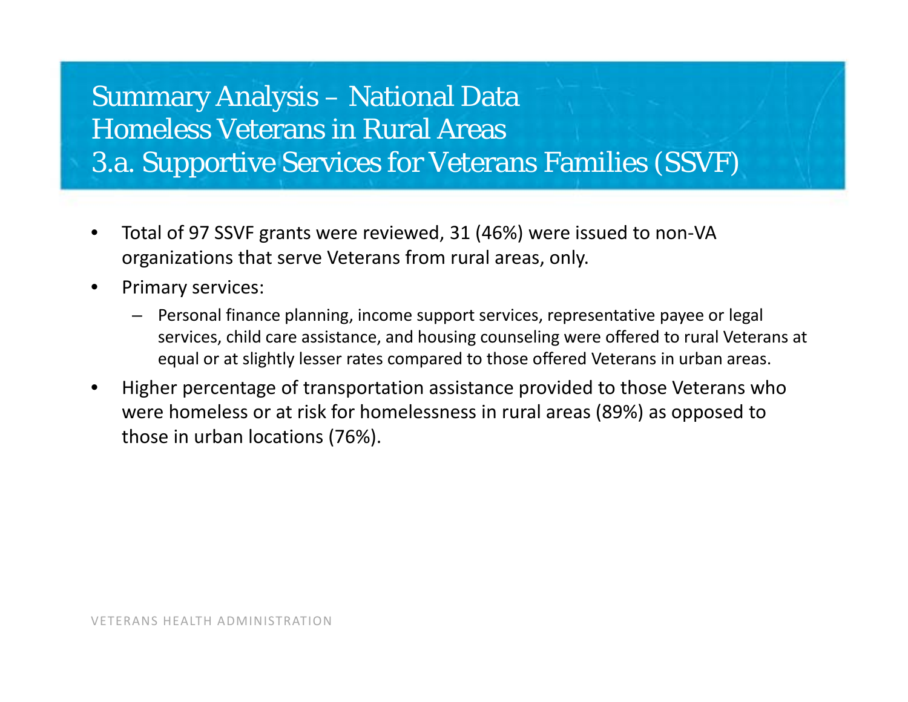# Summary Analysis – National Data
## Homeless Veterans in Rural Areas
## 3.a. Supportive Services for Veterans Families (SSVF)

- Total of 97 SSVF grants were reviewed, 31 (46%) were issued to non-VA organizations that serve Veterans from rural areas, only.
- Primary services:
  - Personal finance planning, income support services, representative payee or legal services, child care assistance, and housing counseling were offered to rural Veterans at equal or at slightly lesser rates compared to those offered Veterans in urban areas.
- Higher percentage of transportation assistance provided to those Veterans who were homeless or at risk for homelessness in rural areas (89%) as opposed to those in urban locations (76%).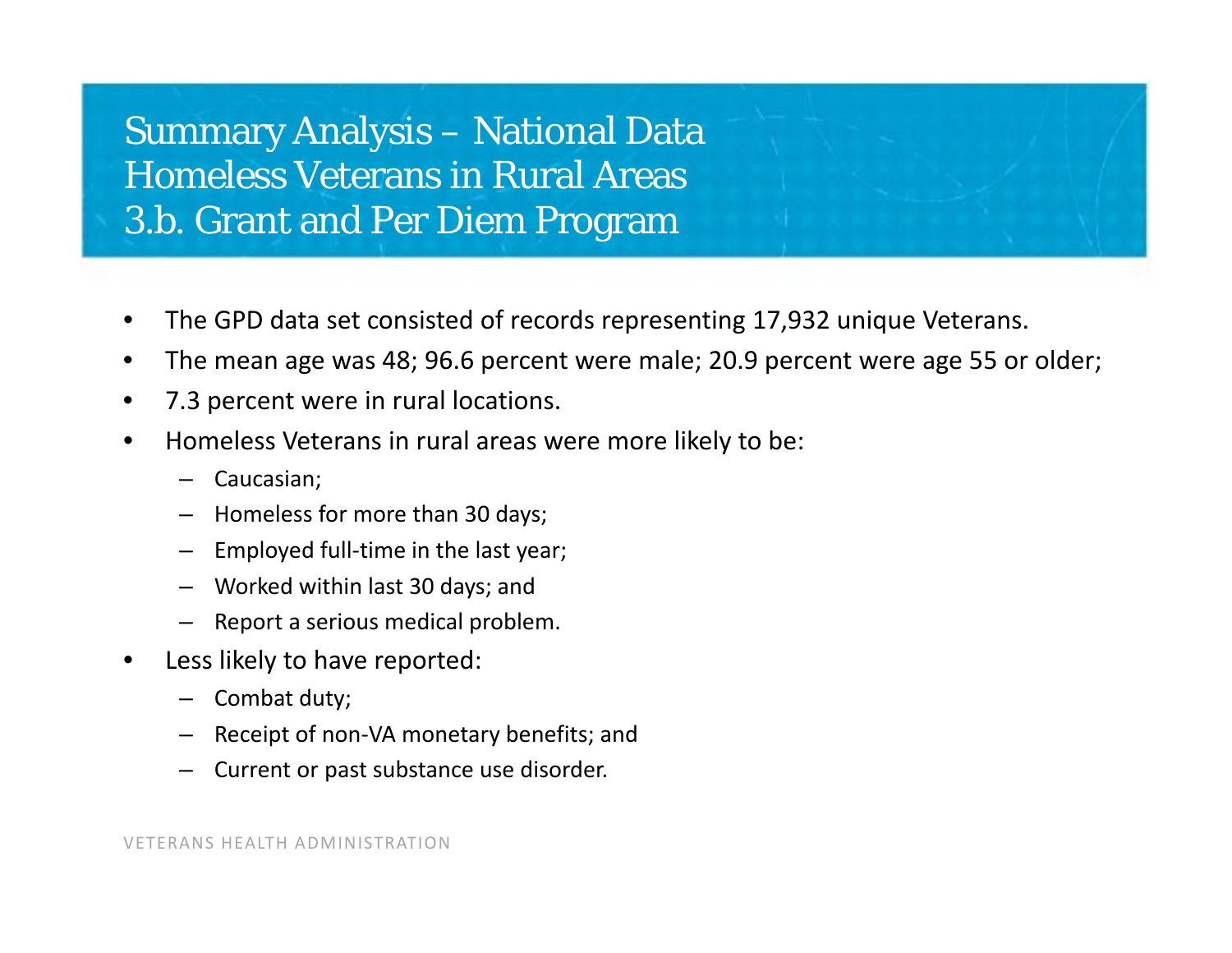# Summary Analysis – National Data
## Homeless Veterans in Rural Areas
## 3.b. Grant and Per Diem Program

- The GPD data set consisted of records representing 17,932 unique Veterans.
- The mean age was 48; 96.6 percent were male; 20.9 percent were age 55 or older;
- 7.3 percent were in rural locations.
- Homeless Veterans in rural areas were more likely to be:
  - Caucasian;
  - Homeless for more than 30 days;
  - Employed full-time in the last year;
  - Worked within last 30 days; and
  - Report a serious medical problem.
- Less likely to have reported:
  - Combat duty;
  - Receipt of non-VA monetary benefits; and
  - Current or past substance use disorder.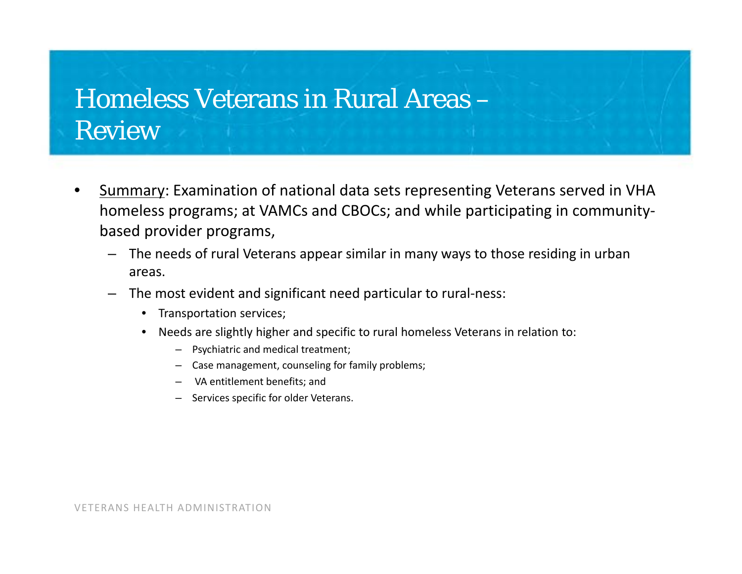# Homeless Veterans in Rural Areas – Review

- <u>Summary</u>: Examination of national data sets representing Veterans served in VHA homeless programs; at VAMCs and CBOCs; and while participating in community-based provider programs,
  - The needs of rural Veterans appear similar in many ways to those residing in urban areas.
  - The most evident and significant need particular to rural-ness:
    - Transportation services;
    - Needs are slightly higher and specific to rural homeless Veterans in relation to:
      - Psychiatric and medical treatment;
      - Case management, counseling for family problems;
      - VA entitlement benefits; and
      - Services specific for older Veterans.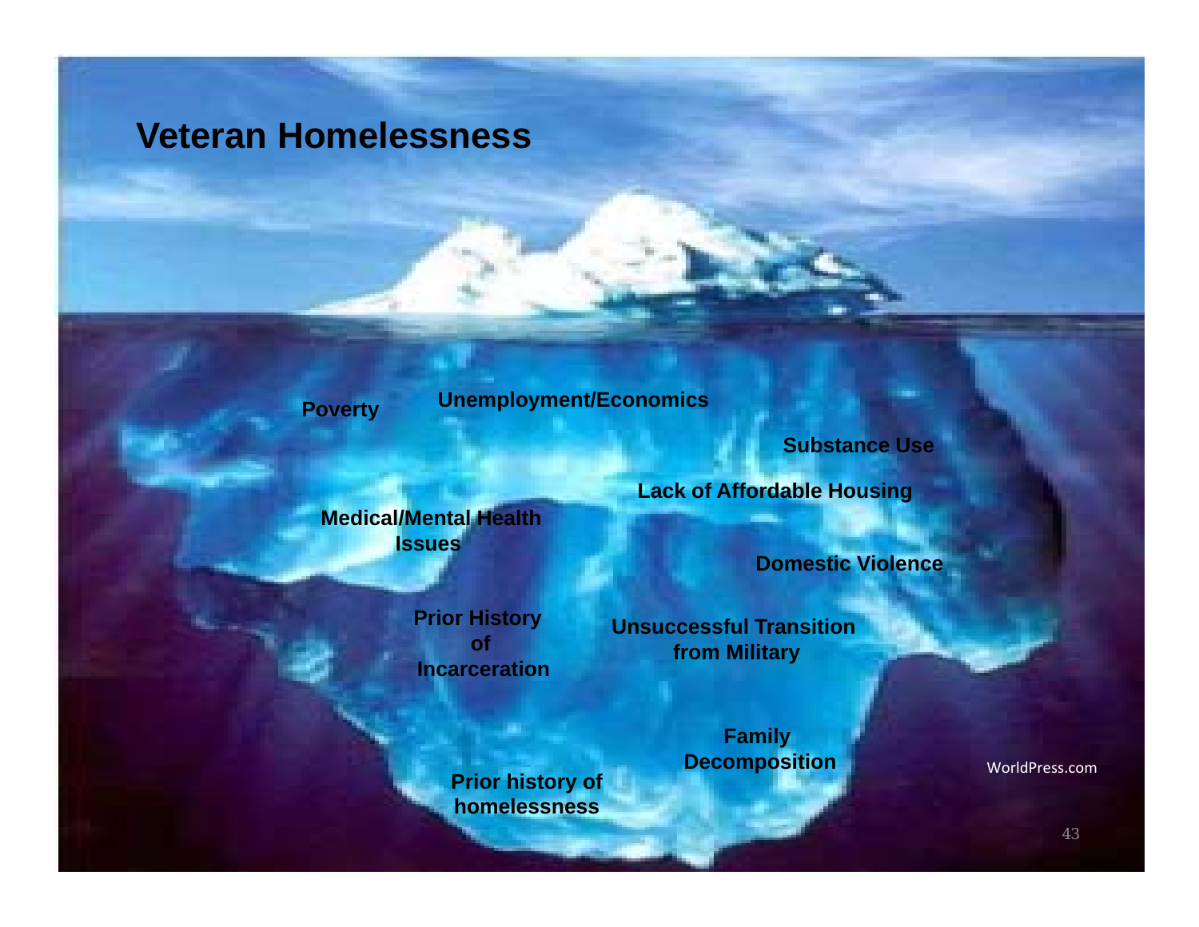# Veteran Homelessness

Poverty

Unemployment/Economics

Substance Use

Lack of Affordable Housing

Medical/Mental Health Issues

Domestic Violence

Prior History of Incarceration

Unsuccessful Transition from Military

Family Decomposition

Prior history of homelessness

WorldPress.com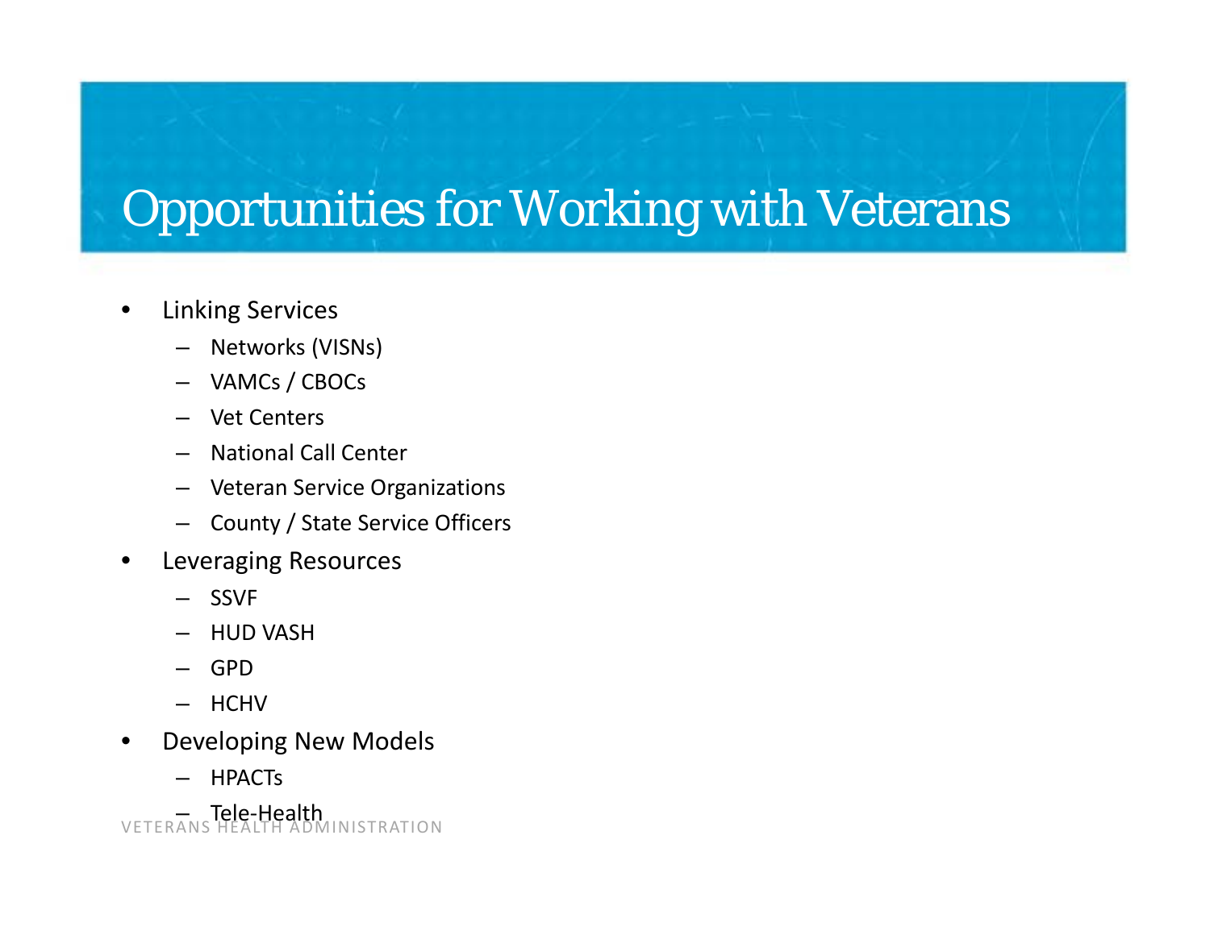# Opportunities for Working with Veterans

- Linking Services
  - Networks (VISNs)
  - VAMCs / CBOCs
  - Vet Centers
  - National Call Center
  - Veteran Service Organizations
  - County / State Service Officers
- Leveraging Resources
  - SSVF
  - HUD VASH
  - GPD
  - HCHV
- Developing New Models
  - HPACTs
  - Tele-Health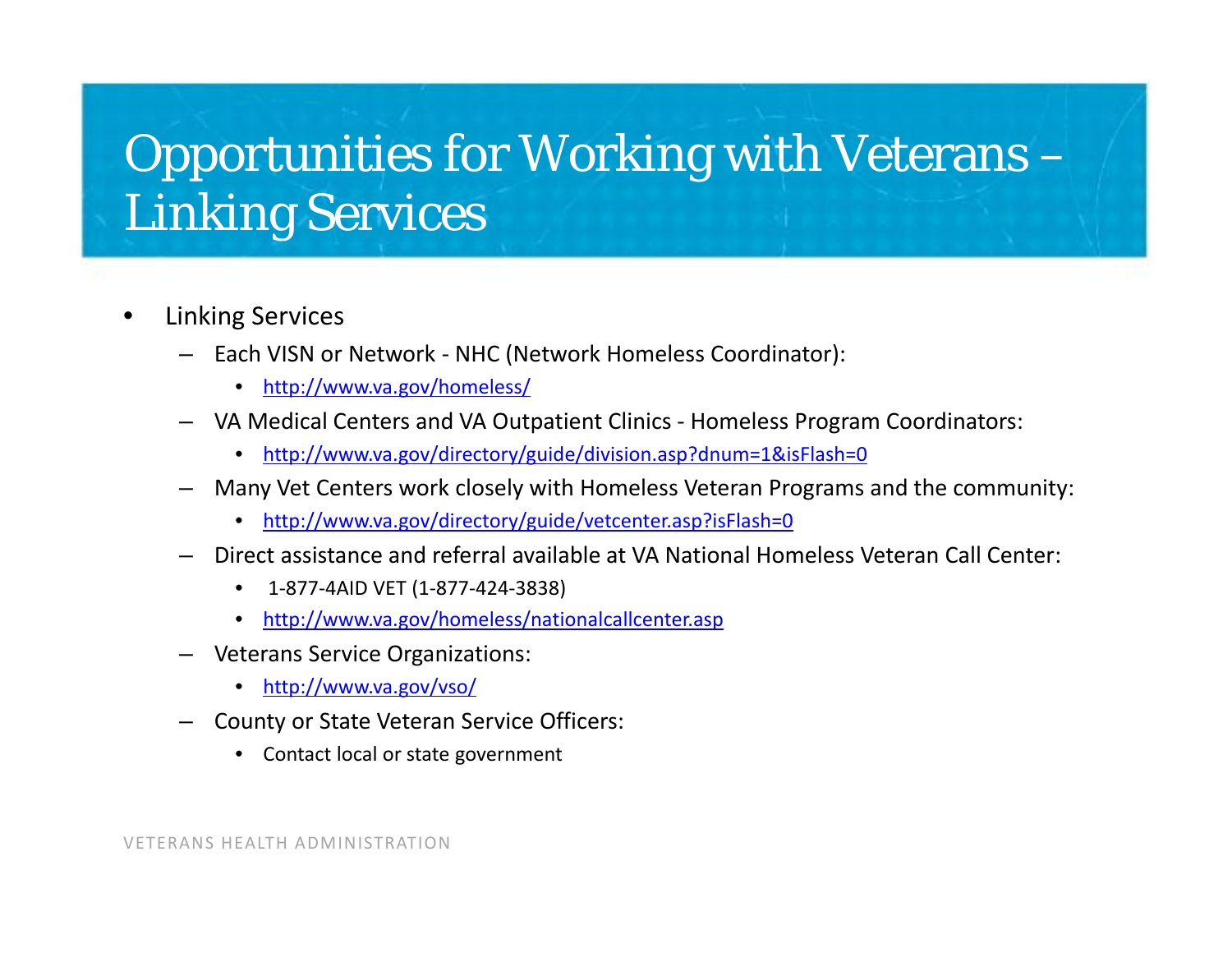# Opportunities for Working with Veterans – Linking Services

- Linking Services
  - Each VISN or Network - NHC (Network Homeless Coordinator):
    - http://www.va.gov/homeless/
  - VA Medical Centers and VA Outpatient Clinics - Homeless Program Coordinators:
    - http://www.va.gov/directory/guide/division.asp?dnum=1&isFlash=0
  - Many Vet Centers work closely with Homeless Veteran Programs and the community:
    - http://www.va.gov/directory/guide/vetcenter.asp?isFlash=0
  - Direct assistance and referral available at VA National Homeless Veteran Call Center:
    - 1-877-4AID VET (1-877-424-3838)
    - http://www.va.gov/homeless/nationalcallcenter.asp
  - Veterans Service Organizations:
    - http://www.va.gov/vso/
  - County or State Veteran Service Officers:
    - Contact local or state government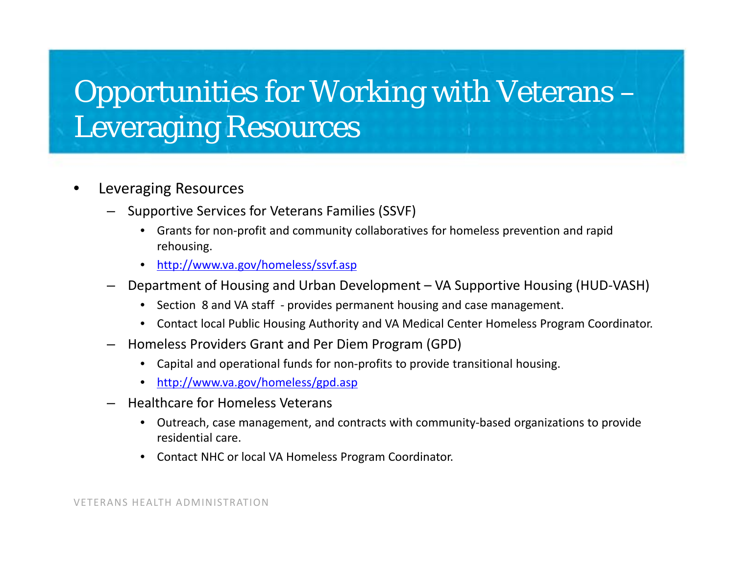# Opportunities for Working with Veterans – Leveraging Resources

- Leveraging Resources
  - Supportive Services for Veterans Families (SSVF)
    - Grants for non-profit and community collaboratives for homeless prevention and rapid rehousing.
    - http://www.va.gov/homeless/ssvf.asp
  - Department of Housing and Urban Development – VA Supportive Housing (HUD-VASH)
    - Section 8 and VA staff - provides permanent housing and case management.
    - Contact local Public Housing Authority and VA Medical Center Homeless Program Coordinator.
  - Homeless Providers Grant and Per Diem Program (GPD)
    - Capital and operational funds for non-profits to provide transitional housing.
    - http://www.va.gov/homeless/gpd.asp
  - Healthcare for Homeless Veterans
    - Outreach, case management, and contracts with community-based organizations to provide residential care.
    - Contact NHC or local VA Homeless Program Coordinator.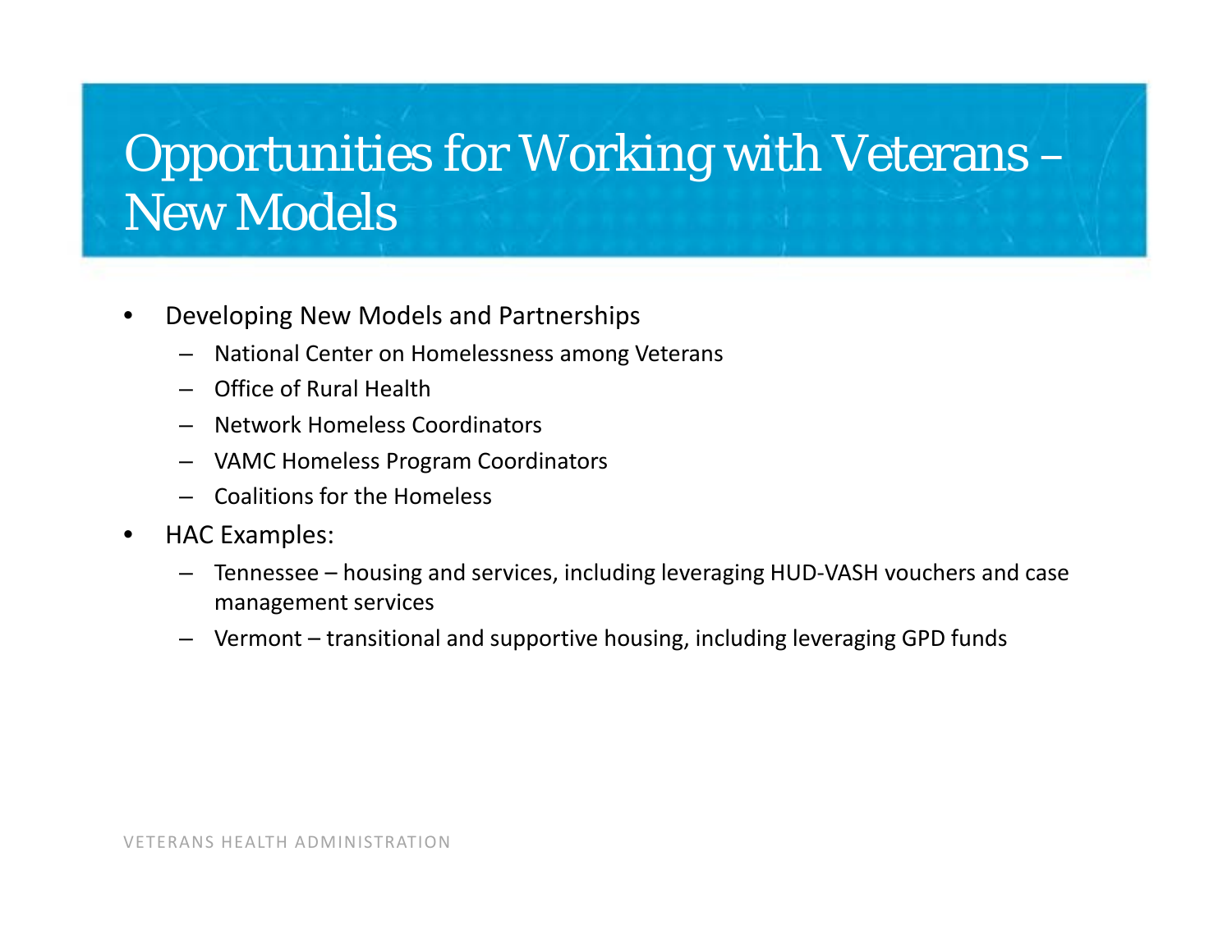# Opportunities for Working with Veterans – New Models

- Developing New Models and Partnerships
  - National Center on Homelessness among Veterans
  - Office of Rural Health
  - Network Homeless Coordinators
  - VAMC Homeless Program Coordinators
  - Coalitions for the Homeless
- HAC Examples:
  - Tennessee – housing and services, including leveraging HUD-VASH vouchers and case management services
  - Vermont – transitional and supportive housing, including leveraging GPD funds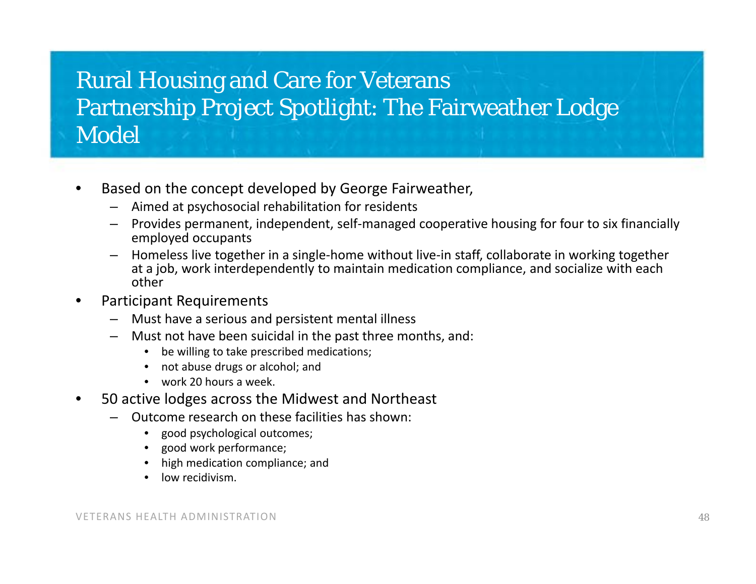# Rural Housing and Care for Veterans
# Partnership Project Spotlight: The Fairweather Lodge Model

- Based on the concept developed by George Fairweather,
  - Aimed at psychosocial rehabilitation for residents
  - Provides permanent, independent, self-managed cooperative housing for four to six financially employed occupants
  - Homeless live together in a single-home without live-in staff, collaborate in working together at a job, work interdependently to maintain medication compliance, and socialize with each other
- Participant Requirements
  - Must have a serious and persistent mental illness
  - Must not have been suicidal in the past three months, and:
    - be willing to take prescribed medications;
    - not abuse drugs or alcohol; and
    - work 20 hours a week.
- 50 active lodges across the Midwest and Northeast
  - Outcome research on these facilities has shown:
    - good psychological outcomes;
    - good work performance;
    - high medication compliance; and
    - low recidivism.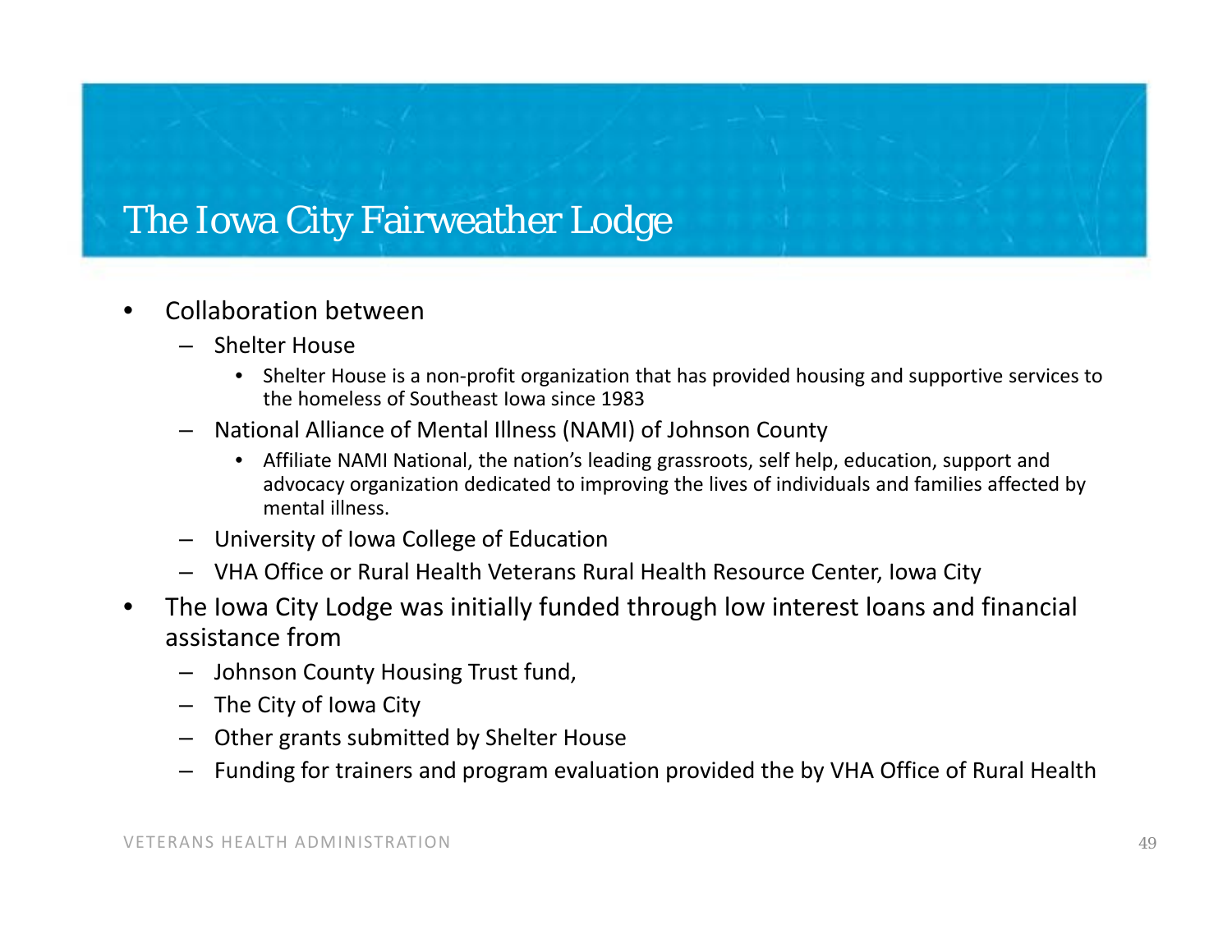# The Iowa City Fairweather Lodge

- Collaboration between
  - Shelter House
    - Shelter House is a non-profit organization that has provided housing and supportive services to the homeless of Southeast Iowa since 1983
  - National Alliance of Mental Illness (NAMI) of Johnson County
    - Affiliate NAMI National, the nation's leading grassroots, self help, education, support and advocacy organization dedicated to improving the lives of individuals and families affected by mental illness.
  - University of Iowa College of Education
  - VHA Office or Rural Health Veterans Rural Health Resource Center, Iowa City
- The Iowa City Lodge was initially funded through low interest loans and financial assistance from
  - Johnson County Housing Trust fund,
  - The City of Iowa City
  - Other grants submitted by Shelter House
  - Funding for trainers and program evaluation provided the by VHA Office of Rural Health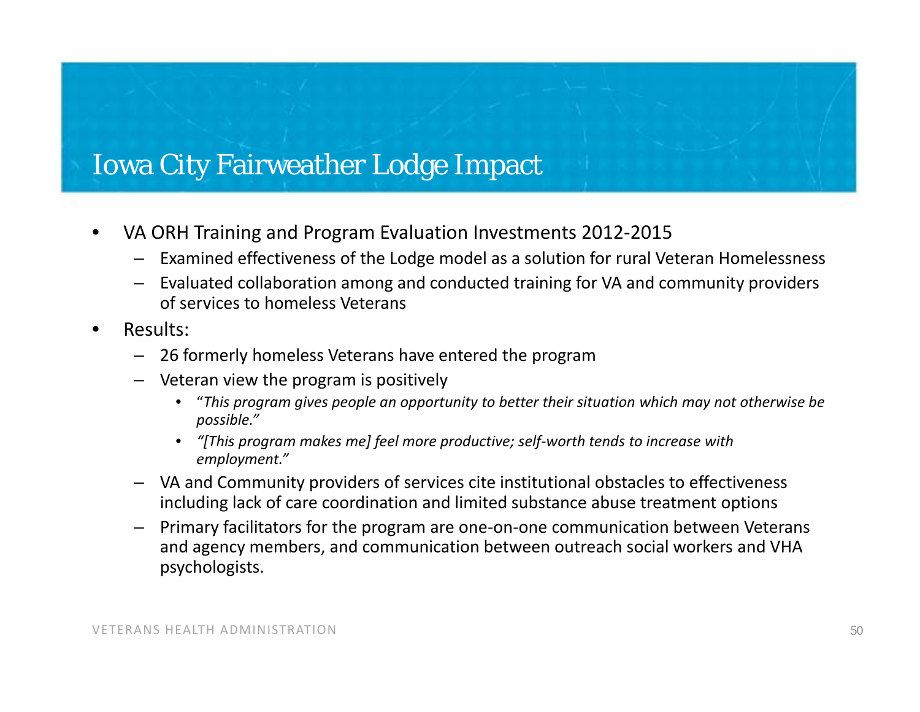# Iowa City Fairweather Lodge Impact

- VA ORH Training and Program Evaluation Investments 2012-2015
  - Examined effectiveness of the Lodge model as a solution for rural Veteran Homelessness
  - Evaluated collaboration among and conducted training for VA and community providers of services to homeless Veterans
- Results:
  - 26 formerly homeless Veterans have entered the program
  - Veteran view the program is positively
    - "*This program gives people an opportunity to better their situation which may not otherwise be possible.*"
    - *"[This program makes me] feel more productive; self-worth tends to increase with employment."*
  - VA and Community providers of services cite institutional obstacles to effectiveness including lack of care coordination and limited substance abuse treatment options
  - Primary facilitators for the program are one-on-one communication between Veterans and agency members, and communication between outreach social workers and VHA psychologists.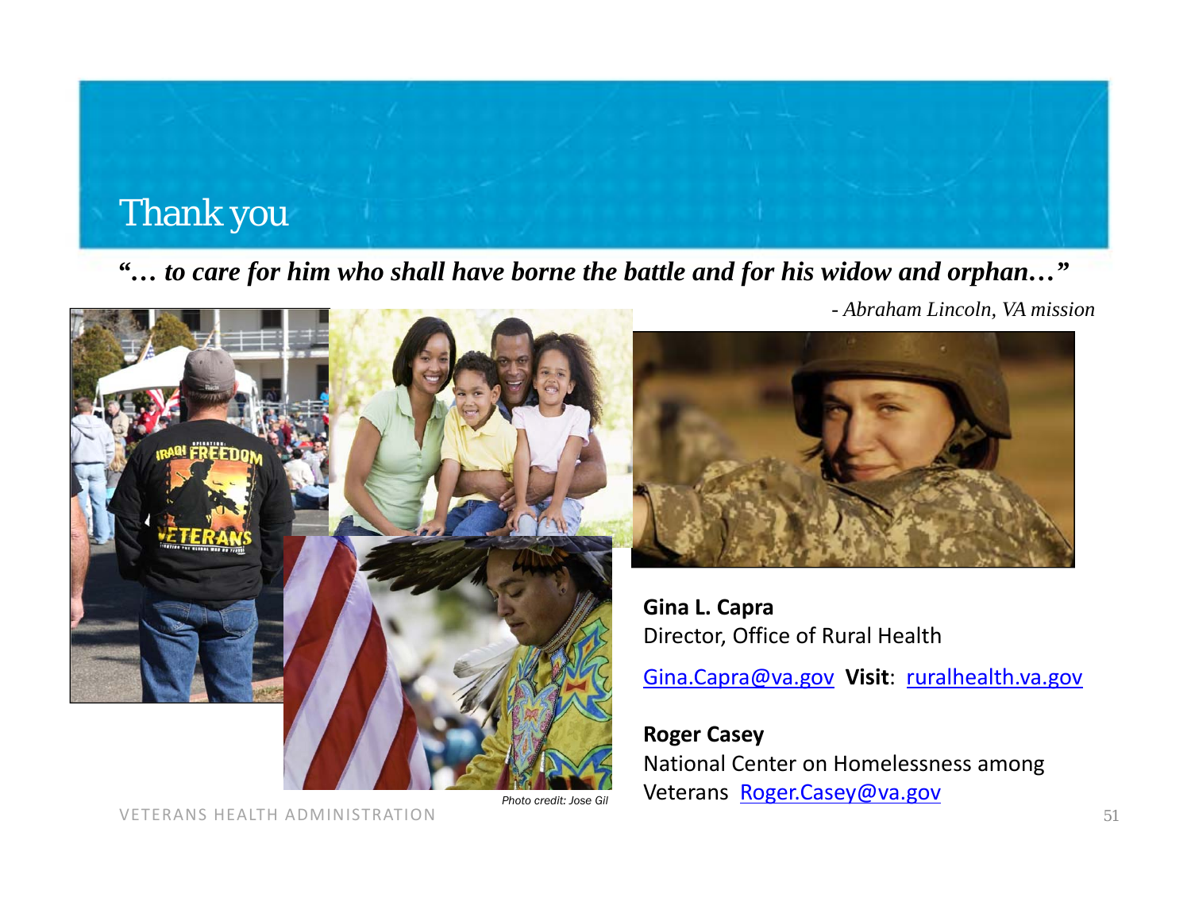# Thank you

***"… to care for him who shall have borne the battle and for his widow and orphan…"***

*- Abraham Lincoln, VA mission*

*Photo credit: Jose Gil*

**Gina L. Capra**
Director, Office of Rural Health

[Gina.Capra@va.gov](mailto:Gina.Capra@va.gov) **Visit**: [ruralhealth.va.gov](http://ruralhealth.va.gov)

**Roger Casey**
National Center on Homelessness among Veterans [Roger.Casey@va.gov](mailto:Roger.Casey@va.gov)